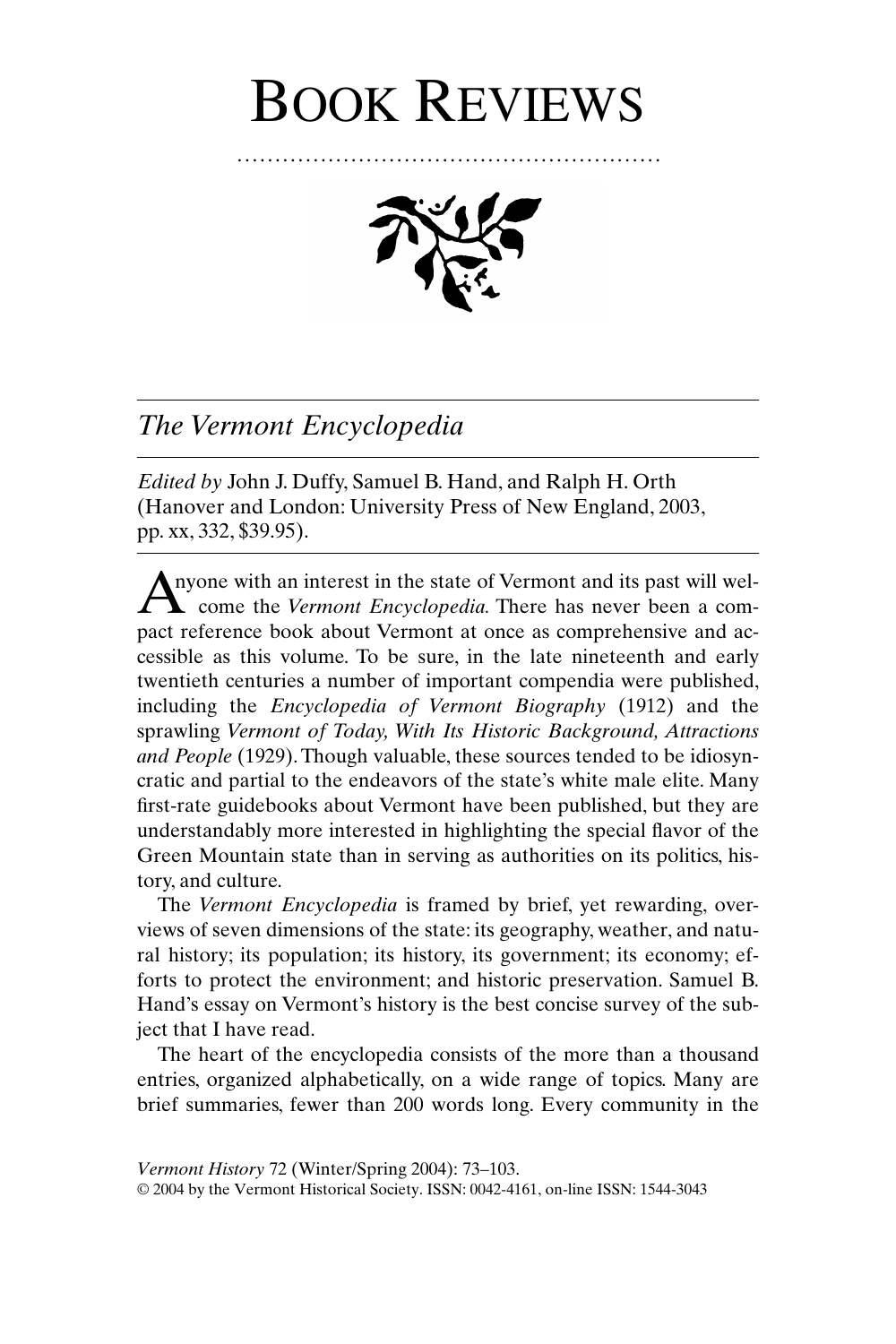# Book Reviews

## *The Vermont Encyclopedia*

*Edited by* John J. Duffy, Samuel B. Hand, and Ralph H. Orth (Hanover and London: University Press of New England, 2003, pp. xx, 332, $39.95).

Anyone with an interest in the state of Vermont and its past will welcome the *Vermont Encyclopedia.* There has never been a compact reference book about Vermont at once as comprehensive and accessible as this volume. To be sure, in the late nineteenth and early twentieth centuries a number of important compendia were published, including the *Encyclopedia of Vermont Biography* (1912) and the sprawling *Vermont of Today, With Its Historic Background, Attractions and People* (1929). Though valuable, these sources tended to be idiosyncratic and partial to the endeavors of the state's white male elite. Many first-rate guidebooks about Vermont have been published, but they are understandably more interested in highlighting the special flavor of the Green Mountain state than in serving as authorities on its politics, history, and culture.

The *Vermont Encyclopedia* is framed by brief, yet rewarding, overviews of seven dimensions of the state: its geography, weather, and natural history; its population; its history, its government; its economy; efforts to protect the environment; and historic preservation. Samuel B. Hand's essay on Vermont's history is the best concise survey of the subject that I have read.

The heart of the encyclopedia consists of the more than a thousand entries, organized alphabetically, on a wide range of topics. Many are brief summaries, fewer than 200 words long. Every community in the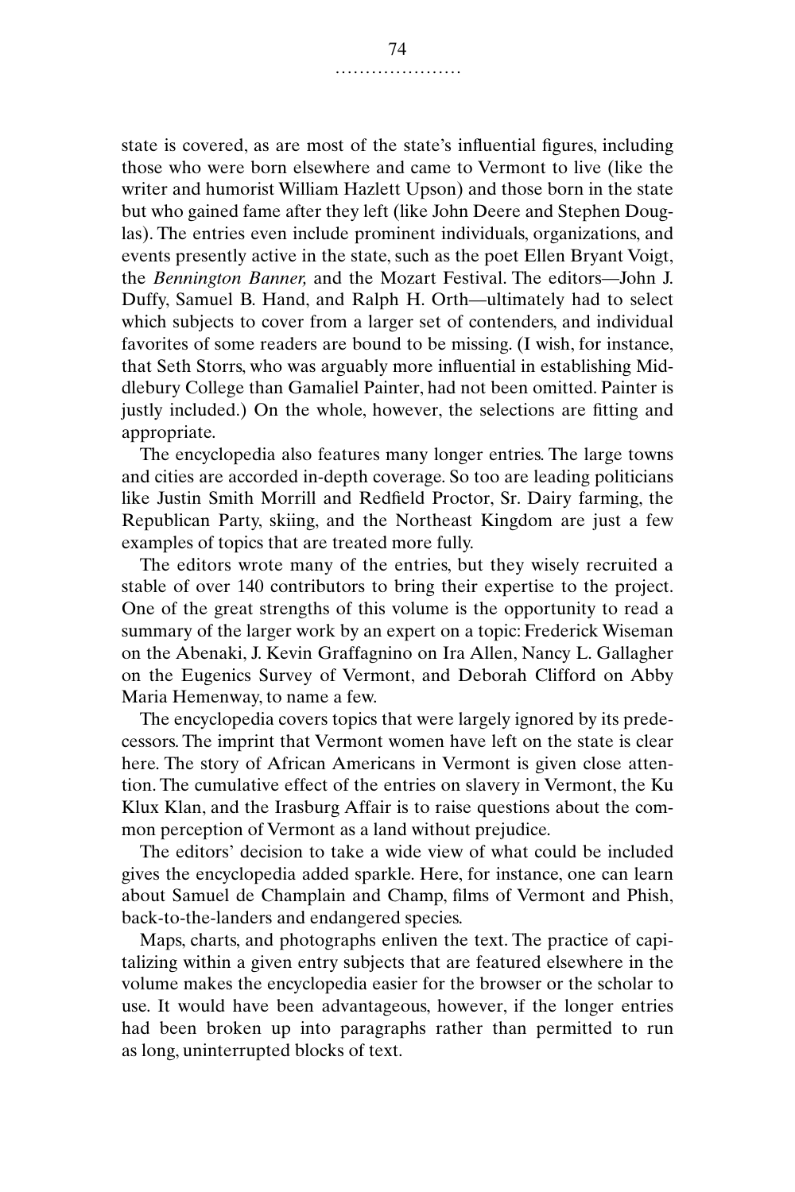state is covered, as are most of the state's influential figures, including those who were born elsewhere and came to Vermont to live (like the writer and humorist William Hazlett Upson) and those born in the state but who gained fame after they left (like John Deere and Stephen Douglas). The entries even include prominent individuals, organizations, and events presently active in the state, such as the poet Ellen Bryant Voigt, the *Bennington Banner,* and the Mozart Festival. The editors—John J. Duffy, Samuel B. Hand, and Ralph H. Orth—ultimately had to select which subjects to cover from a larger set of contenders, and individual favorites of some readers are bound to be missing. (I wish, for instance, that Seth Storrs, who was arguably more influential in establishing Middlebury College than Gamaliel Painter, had not been omitted. Painter is justly included.) On the whole, however, the selections are fitting and appropriate.

The encyclopedia also features many longer entries. The large towns and cities are accorded in-depth coverage. So too are leading politicians like Justin Smith Morrill and Redfield Proctor, Sr. Dairy farming, the Republican Party, skiing, and the Northeast Kingdom are just a few examples of topics that are treated more fully.

The editors wrote many of the entries, but they wisely recruited a stable of over 140 contributors to bring their expertise to the project. One of the great strengths of this volume is the opportunity to read a summary of the larger work by an expert on a topic: Frederick Wiseman on the Abenaki, J. Kevin Graffagnino on Ira Allen, Nancy L. Gallagher on the Eugenics Survey of Vermont, and Deborah Clifford on Abby Maria Hemenway, to name a few.

The encyclopedia covers topics that were largely ignored by its predecessors. The imprint that Vermont women have left on the state is clear here. The story of African Americans in Vermont is given close attention. The cumulative effect of the entries on slavery in Vermont, the Ku Klux Klan, and the Irasburg Affair is to raise questions about the common perception of Vermont as a land without prejudice.

The editors' decision to take a wide view of what could be included gives the encyclopedia added sparkle. Here, for instance, one can learn about Samuel de Champlain and Champ, films of Vermont and Phish, back-to-the-landers and endangered species.

Maps, charts, and photographs enliven the text. The practice of capitalizing within a given entry subjects that are featured elsewhere in the volume makes the encyclopedia easier for the browser or the scholar to use. It would have been advantageous, however, if the longer entries had been broken up into paragraphs rather than permitted to run as long, uninterrupted blocks of text.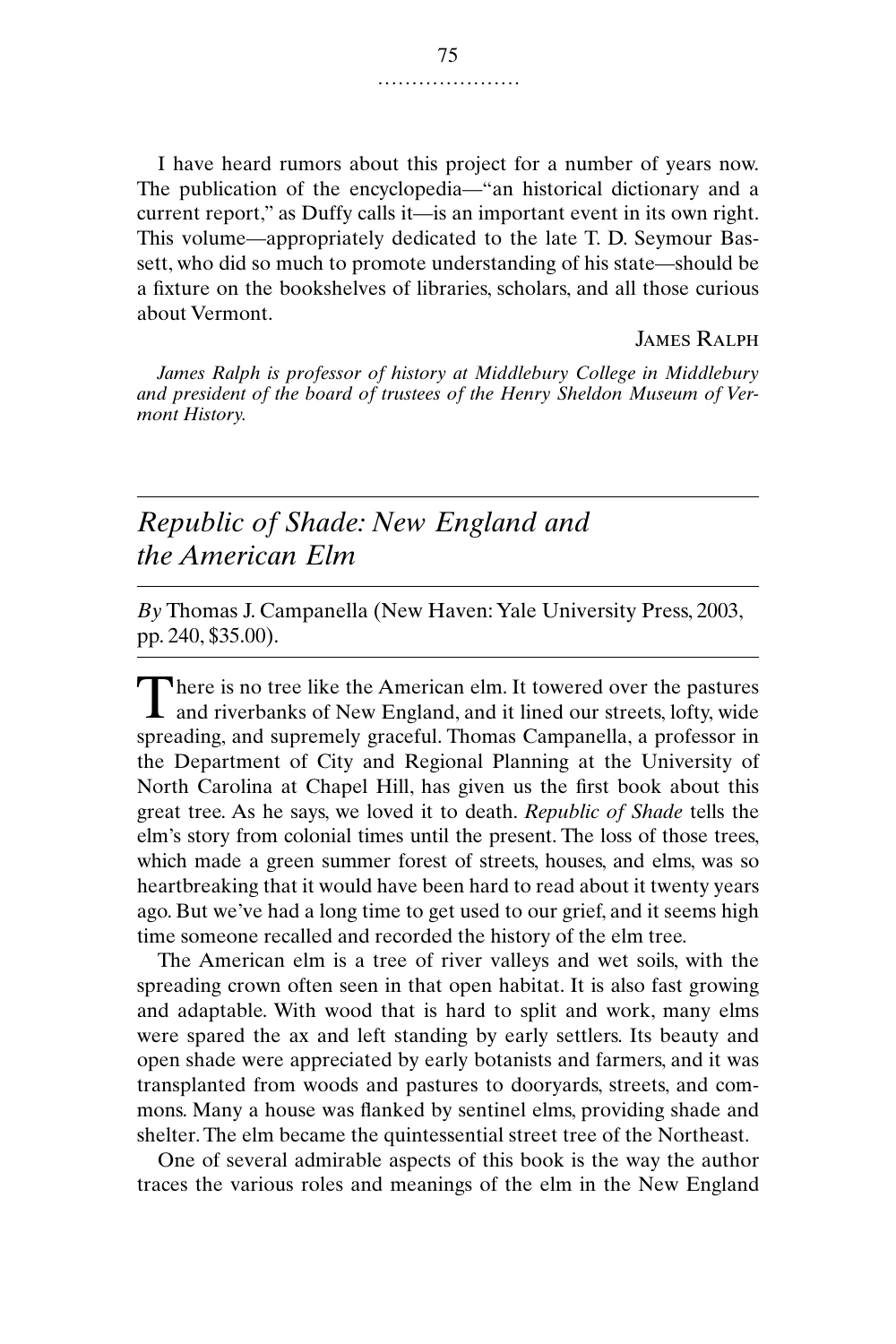I have heard rumors about this project for a number of years now. The publication of the encyclopedia—"an historical dictionary and a current report," as Duffy calls it—is an important event in its own right. This volume—appropriately dedicated to the late T. D. Seymour Bassett, who did so much to promote understanding of his state—should be a fixture on the bookshelves of libraries, scholars, and all those curious about Vermont.

JAMES RALPH

*James Ralph is professor of history at Middlebury College in Middlebury and president of the board of trustees of the Henry Sheldon Museum of Vermont History.*

## *Republic of Shade: New England and the American Elm*

*By* Thomas J. Campanella (New Haven: Yale University Press, 2003, pp. 240, $35.00).

There is no tree like the American elm. It towered over the pastures and riverbanks of New England, and it lined our streets, lofty, wide spreading, and supremely graceful. Thomas Campanella, a professor in the Department of City and Regional Planning at the University of North Carolina at Chapel Hill, has given us the first book about this great tree. As he says, we loved it to death. *Republic of Shade* tells the elm's story from colonial times until the present. The loss of those trees, which made a green summer forest of streets, houses, and elms, was so heartbreaking that it would have been hard to read about it twenty years ago. But we've had a long time to get used to our grief, and it seems high time someone recalled and recorded the history of the elm tree.

The American elm is a tree of river valleys and wet soils, with the spreading crown often seen in that open habitat. It is also fast growing and adaptable. With wood that is hard to split and work, many elms were spared the ax and left standing by early settlers. Its beauty and open shade were appreciated by early botanists and farmers, and it was transplanted from woods and pastures to dooryards, streets, and commons. Many a house was flanked by sentinel elms, providing shade and shelter. The elm became the quintessential street tree of the Northeast.

One of several admirable aspects of this book is the way the author traces the various roles and meanings of the elm in the New England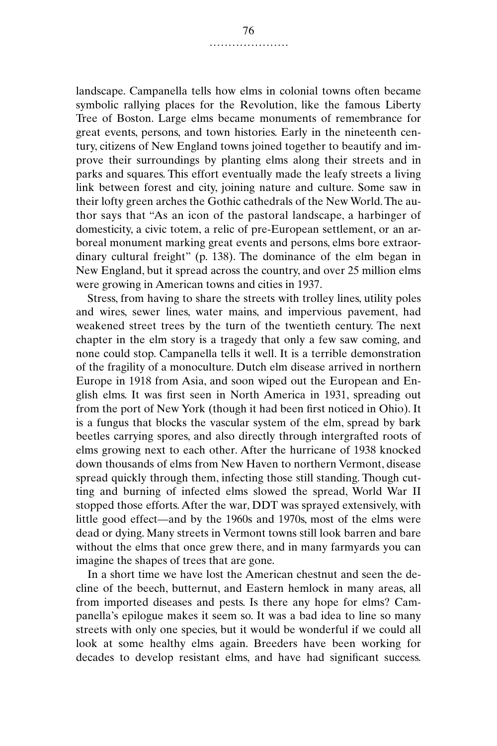landscape. Campanella tells how elms in colonial towns often became symbolic rallying places for the Revolution, like the famous Liberty Tree of Boston. Large elms became monuments of remembrance for great events, persons, and town histories. Early in the nineteenth century, citizens of New England towns joined together to beautify and improve their surroundings by planting elms along their streets and in parks and squares. This effort eventually made the leafy streets a living link between forest and city, joining nature and culture. Some saw in their lofty green arches the Gothic cathedrals of the New World. The author says that "As an icon of the pastoral landscape, a harbinger of domesticity, a civic totem, a relic of pre-European settlement, or an arboreal monument marking great events and persons, elms bore extraordinary cultural freight" (p. 138). The dominance of the elm began in New England, but it spread across the country, and over 25 million elms were growing in American towns and cities in 1937.

Stress, from having to share the streets with trolley lines, utility poles and wires, sewer lines, water mains, and impervious pavement, had weakened street trees by the turn of the twentieth century. The next chapter in the elm story is a tragedy that only a few saw coming, and none could stop. Campanella tells it well. It is a terrible demonstration of the fragility of a monoculture. Dutch elm disease arrived in northern Europe in 1918 from Asia, and soon wiped out the European and English elms. It was first seen in North America in 1931, spreading out from the port of New York (though it had been first noticed in Ohio). It is a fungus that blocks the vascular system of the elm, spread by bark beetles carrying spores, and also directly through intergrafted roots of elms growing next to each other. After the hurricane of 1938 knocked down thousands of elms from New Haven to northern Vermont, disease spread quickly through them, infecting those still standing. Though cutting and burning of infected elms slowed the spread, World War II stopped those efforts. After the war, DDT was sprayed extensively, with little good effect—and by the 1960s and 1970s, most of the elms were dead or dying. Many streets in Vermont towns still look barren and bare without the elms that once grew there, and in many farmyards you can imagine the shapes of trees that are gone.

In a short time we have lost the American chestnut and seen the decline of the beech, butternut, and Eastern hemlock in many areas, all from imported diseases and pests. Is there any hope for elms? Campanella's epilogue makes it seem so. It was a bad idea to line so many streets with only one species, but it would be wonderful if we could all look at some healthy elms again. Breeders have been working for decades to develop resistant elms, and have had significant success.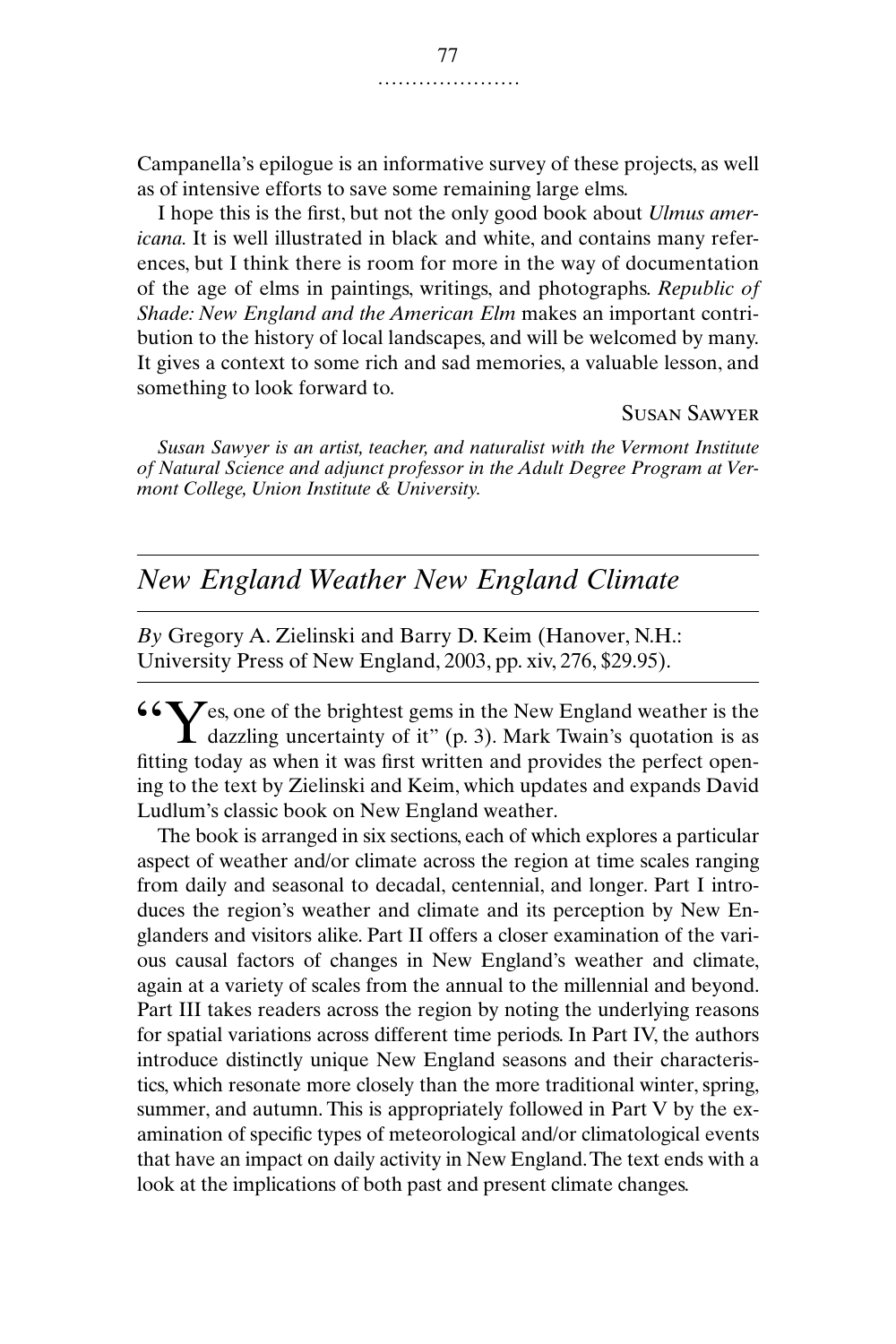Campanella's epilogue is an informative survey of these projects, as well as of intensive efforts to save some remaining large elms.

I hope this is the first, but not the only good book about *Ulmus americana.* It is well illustrated in black and white, and contains many references, but I think there is room for more in the way of documentation of the age of elms in paintings, writings, and photographs. *Republic of Shade: New England and the American Elm* makes an important contribution to the history of local landscapes, and will be welcomed by many. It gives a context to some rich and sad memories, a valuable lesson, and something to look forward to.

SUSAN SAWYER

*Susan Sawyer is an artist, teacher, and naturalist with the Vermont Institute of Natural Science and adjunct professor in the Adult Degree Program at Vermont College, Union Institute & University.*

## *New England Weather New England Climate*

*By* Gregory A. Zielinski and Barry D. Keim (Hanover, N.H.: University Press of New England, 2003, pp. xiv, 276, $29.95).

"Yes, one of the brightest gems in the New England weather is the dazzling uncertainty of it" (p. 3). Mark Twain's quotation is as fitting today as when it was first written and provides the perfect opening to the text by Zielinski and Keim, which updates and expands David Ludlum's classic book on New England weather.

The book is arranged in six sections, each of which explores a particular aspect of weather and/or climate across the region at time scales ranging from daily and seasonal to decadal, centennial, and longer. Part I introduces the region's weather and climate and its perception by New Englanders and visitors alike. Part II offers a closer examination of the various causal factors of changes in New England's weather and climate, again at a variety of scales from the annual to the millennial and beyond. Part III takes readers across the region by noting the underlying reasons for spatial variations across different time periods. In Part IV, the authors introduce distinctly unique New England seasons and their characteristics, which resonate more closely than the more traditional winter, spring, summer, and autumn. This is appropriately followed in Part V by the examination of specific types of meteorological and/or climatological events that have an impact on daily activity in New England. The text ends with a look at the implications of both past and present climate changes.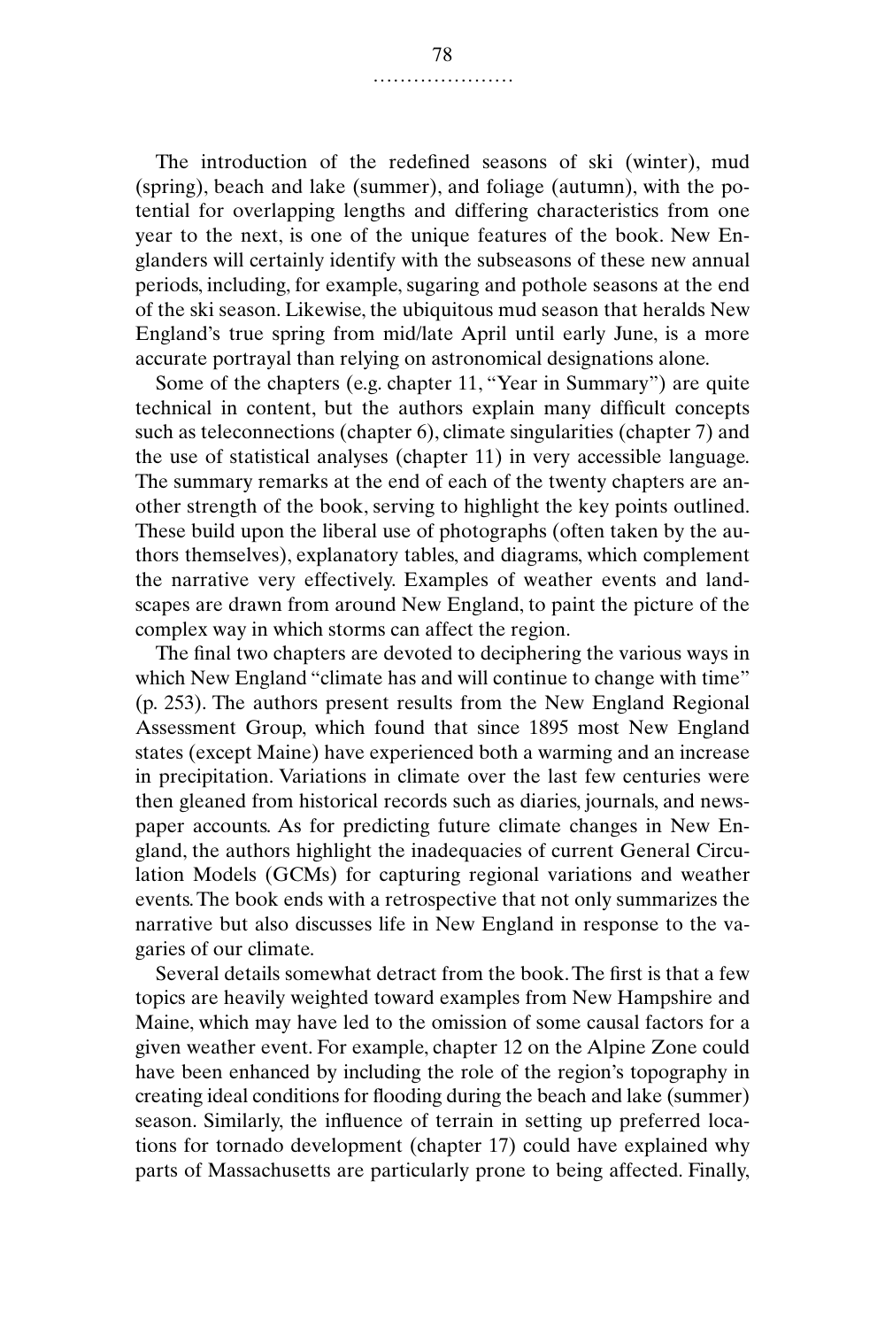The introduction of the redefined seasons of ski (winter), mud (spring), beach and lake (summer), and foliage (autumn), with the potential for overlapping lengths and differing characteristics from one year to the next, is one of the unique features of the book. New Englanders will certainly identify with the subseasons of these new annual periods, including, for example, sugaring and pothole seasons at the end of the ski season. Likewise, the ubiquitous mud season that heralds New England's true spring from mid/late April until early June, is a more accurate portrayal than relying on astronomical designations alone.

Some of the chapters (e.g. chapter 11, "Year in Summary") are quite technical in content, but the authors explain many difficult concepts such as teleconnections (chapter 6), climate singularities (chapter 7) and the use of statistical analyses (chapter 11) in very accessible language. The summary remarks at the end of each of the twenty chapters are another strength of the book, serving to highlight the key points outlined. These build upon the liberal use of photographs (often taken by the authors themselves), explanatory tables, and diagrams, which complement the narrative very effectively. Examples of weather events and landscapes are drawn from around New England, to paint the picture of the complex way in which storms can affect the region.

The final two chapters are devoted to deciphering the various ways in which New England "climate has and will continue to change with time" (p. 253). The authors present results from the New England Regional Assessment Group, which found that since 1895 most New England states (except Maine) have experienced both a warming and an increase in precipitation. Variations in climate over the last few centuries were then gleaned from historical records such as diaries, journals, and newspaper accounts. As for predicting future climate changes in New England, the authors highlight the inadequacies of current General Circulation Models (GCMs) for capturing regional variations and weather events. The book ends with a retrospective that not only summarizes the narrative but also discusses life in New England in response to the vagaries of our climate.

Several details somewhat detract from the book. The first is that a few topics are heavily weighted toward examples from New Hampshire and Maine, which may have led to the omission of some causal factors for a given weather event. For example, chapter 12 on the Alpine Zone could have been enhanced by including the role of the region's topography in creating ideal conditions for flooding during the beach and lake (summer) season. Similarly, the influence of terrain in setting up preferred locations for tornado development (chapter 17) could have explained why parts of Massachusetts are particularly prone to being affected. Finally,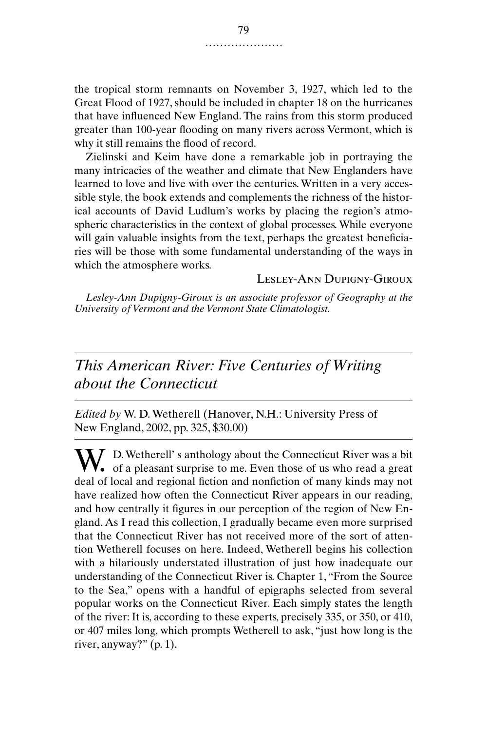the tropical storm remnants on November 3, 1927, which led to the Great Flood of 1927, should be included in chapter 18 on the hurricanes that have influenced New England. The rains from this storm produced greater than 100-year flooding on many rivers across Vermont, which is why it still remains the flood of record.

Zielinski and Keim have done a remarkable job in portraying the many intricacies of the weather and climate that New Englanders have learned to love and live with over the centuries. Written in a very accessible style, the book extends and complements the richness of the historical accounts of David Ludlum's works by placing the region's atmospheric characteristics in the context of global processes. While everyone will gain valuable insights from the text, perhaps the greatest beneficiaries will be those with some fundamental understanding of the ways in which the atmosphere works.

LESLEY-ANN DUPIGNY-GIROUX

*Lesley-Ann Dupigny-Giroux is an associate professor of Geography at the University of Vermont and the Vermont State Climatologist.*

## *This American River: Five Centuries of Writing about the Connecticut*

*Edited by* W. D. Wetherell (Hanover, N.H.: University Press of New England, 2002, pp. 325, $30.00)

W. D. Wetherell' s anthology about the Connecticut River was a bit of a pleasant surprise to me. Even those of us who read a great deal of local and regional fiction and nonfiction of many kinds may not have realized how often the Connecticut River appears in our reading, and how centrally it figures in our perception of the region of New England. As I read this collection, I gradually became even more surprised that the Connecticut River has not received more of the sort of attention Wetherell focuses on here. Indeed, Wetherell begins his collection with a hilariously understated illustration of just how inadequate our understanding of the Connecticut River is. Chapter 1, "From the Source to the Sea," opens with a handful of epigraphs selected from several popular works on the Connecticut River. Each simply states the length of the river: It is, according to these experts, precisely 335, or 350, or 410, or 407 miles long, which prompts Wetherell to ask, "just how long is the river, anyway?" (p. 1).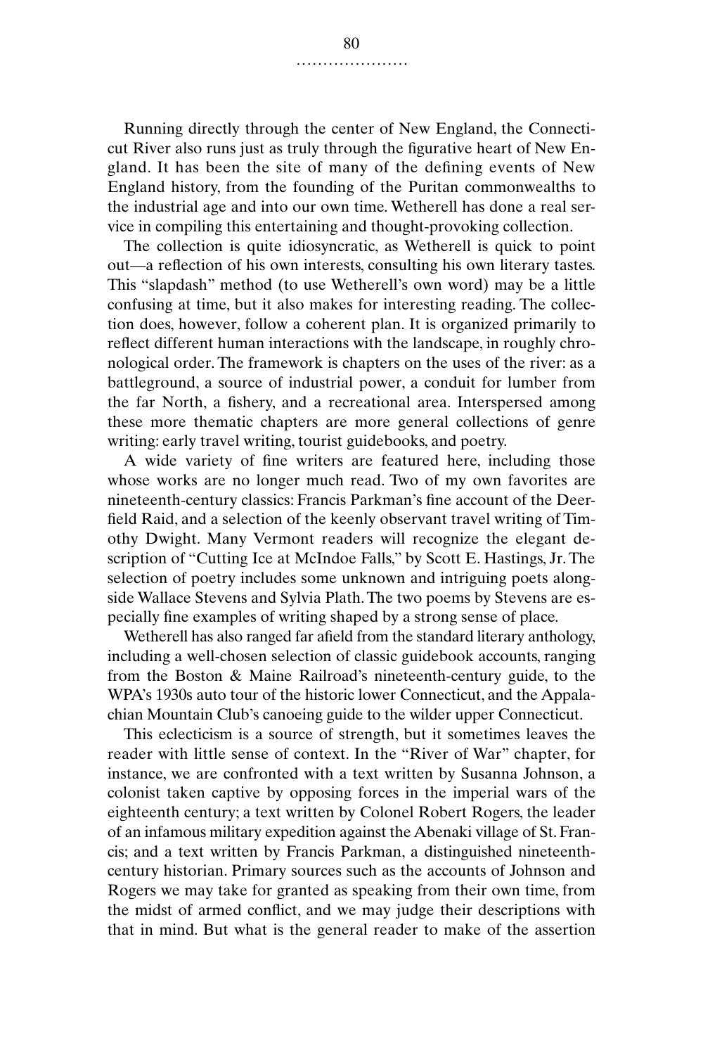Running directly through the center of New England, the Connecticut River also runs just as truly through the figurative heart of New England. It has been the site of many of the defining events of New England history, from the founding of the Puritan commonwealths to the industrial age and into our own time. Wetherell has done a real service in compiling this entertaining and thought-provoking collection.

The collection is quite idiosyncratic, as Wetherell is quick to point out—a reflection of his own interests, consulting his own literary tastes. This "slapdash" method (to use Wetherell's own word) may be a little confusing at time, but it also makes for interesting reading. The collection does, however, follow a coherent plan. It is organized primarily to reflect different human interactions with the landscape, in roughly chronological order. The framework is chapters on the uses of the river: as a battleground, a source of industrial power, a conduit for lumber from the far North, a fishery, and a recreational area. Interspersed among these more thematic chapters are more general collections of genre writing: early travel writing, tourist guidebooks, and poetry.

A wide variety of fine writers are featured here, including those whose works are no longer much read. Two of my own favorites are nineteenth-century classics: Francis Parkman's fine account of the Deerfield Raid, and a selection of the keenly observant travel writing of Timothy Dwight. Many Vermont readers will recognize the elegant description of "Cutting Ice at McIndoe Falls," by Scott E. Hastings, Jr. The selection of poetry includes some unknown and intriguing poets alongside Wallace Stevens and Sylvia Plath. The two poems by Stevens are especially fine examples of writing shaped by a strong sense of place.

Wetherell has also ranged far afield from the standard literary anthology, including a well-chosen selection of classic guidebook accounts, ranging from the Boston & Maine Railroad's nineteenth-century guide, to the WPA's 1930s auto tour of the historic lower Connecticut, and the Appalachian Mountain Club's canoeing guide to the wilder upper Connecticut.

This eclecticism is a source of strength, but it sometimes leaves the reader with little sense of context. In the "River of War" chapter, for instance, we are confronted with a text written by Susanna Johnson, a colonist taken captive by opposing forces in the imperial wars of the eighteenth century; a text written by Colonel Robert Rogers, the leader of an infamous military expedition against the Abenaki village of St. Francis; and a text written by Francis Parkman, a distinguished nineteenth-century historian. Primary sources such as the accounts of Johnson and Rogers we may take for granted as speaking from their own time, from the midst of armed conflict, and we may judge their descriptions with that in mind. But what is the general reader to make of the assertion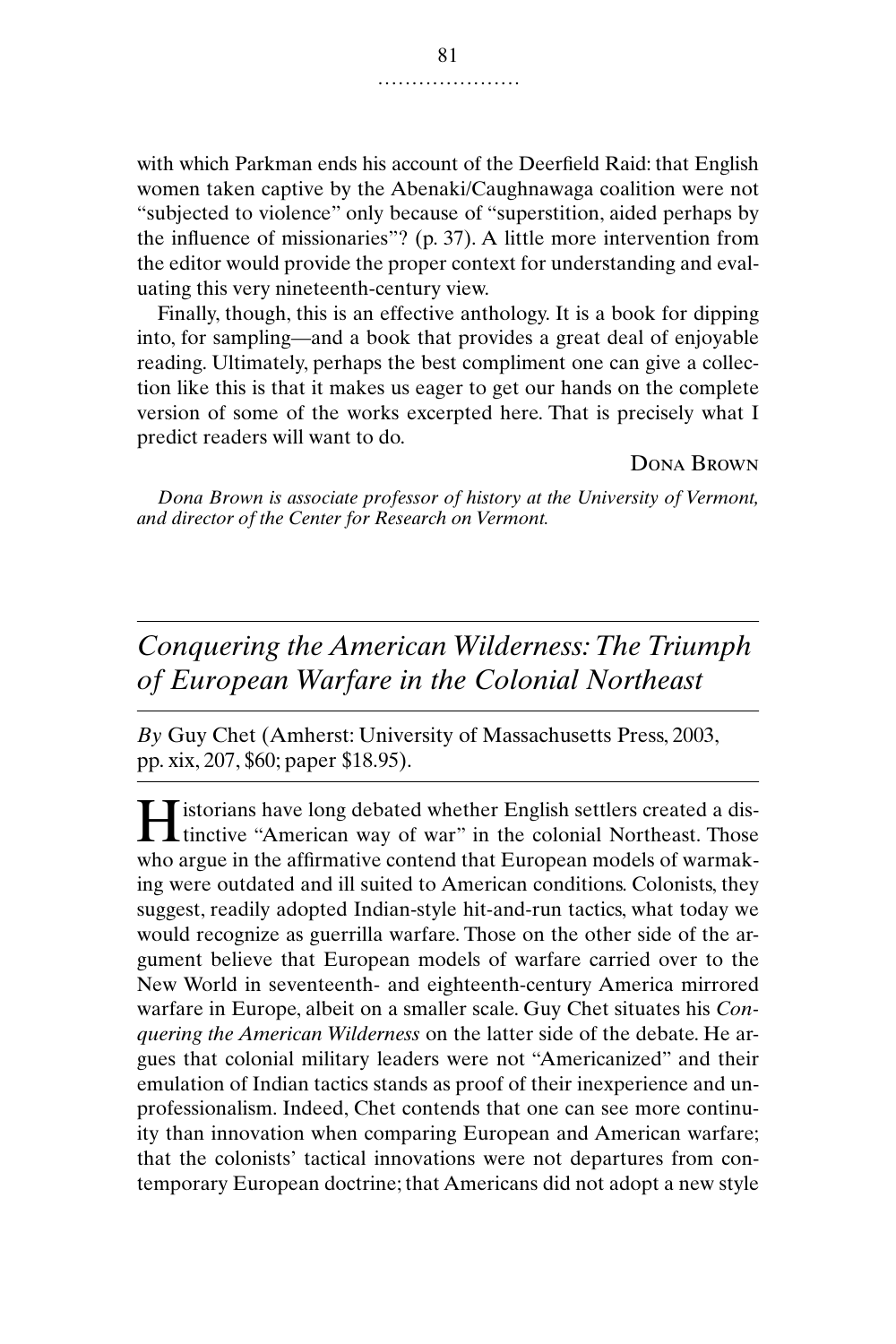with which Parkman ends his account of the Deerfield Raid: that English women taken captive by the Abenaki/Caughnawaga coalition were not "subjected to violence" only because of "superstition, aided perhaps by the influence of missionaries"? (p. 37). A little more intervention from the editor would provide the proper context for understanding and evaluating this very nineteenth-century view.

Finally, though, this is an effective anthology. It is a book for dipping into, for sampling—and a book that provides a great deal of enjoyable reading. Ultimately, perhaps the best compliment one can give a collection like this is that it makes us eager to get our hands on the complete version of some of the works excerpted here. That is precisely what I predict readers will want to do.

DONA BROWN

*Dona Brown is associate professor of history at the University of Vermont, and director of the Center for Research on Vermont.*

## *Conquering the American Wilderness: The Triumph of European Warfare in the Colonial Northeast*

*By* Guy Chet (Amherst: University of Massachusetts Press, 2003, pp. xix, 207, $60; paper $18.95).

Historians have long debated whether English settlers created a distinctive "American way of war" in the colonial Northeast. Those who argue in the affirmative contend that European models of warmaking were outdated and ill suited to American conditions. Colonists, they suggest, readily adopted Indian-style hit-and-run tactics, what today we would recognize as guerrilla warfare. Those on the other side of the argument believe that European models of warfare carried over to the New World in seventeenth- and eighteenth-century America mirrored warfare in Europe, albeit on a smaller scale. Guy Chet situates his *Conquering the American Wilderness* on the latter side of the debate. He argues that colonial military leaders were not "Americanized" and their emulation of Indian tactics stands as proof of their inexperience and unprofessionalism. Indeed, Chet contends that one can see more continuity than innovation when comparing European and American warfare; that the colonists' tactical innovations were not departures from contemporary European doctrine; that Americans did not adopt a new style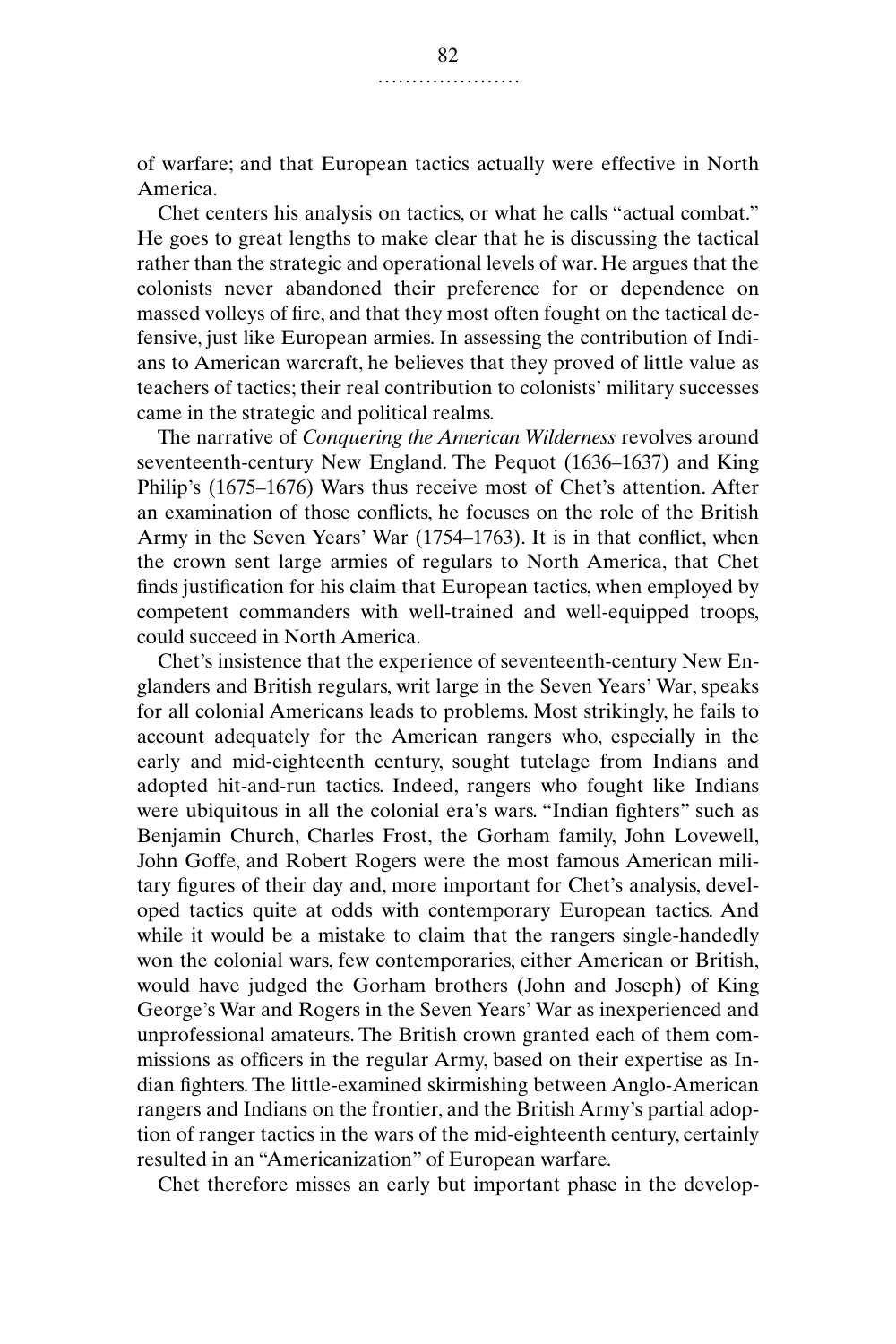of warfare; and that European tactics actually were effective in North America.

Chet centers his analysis on tactics, or what he calls "actual combat." He goes to great lengths to make clear that he is discussing the tactical rather than the strategic and operational levels of war. He argues that the colonists never abandoned their preference for or dependence on massed volleys of fire, and that they most often fought on the tactical defensive, just like European armies. In assessing the contribution of Indians to American warcraft, he believes that they proved of little value as teachers of tactics; their real contribution to colonists' military successes came in the strategic and political realms.

The narrative of *Conquering the American Wilderness* revolves around seventeenth-century New England. The Pequot (1636–1637) and King Philip's (1675–1676) Wars thus receive most of Chet's attention. After an examination of those conflicts, he focuses on the role of the British Army in the Seven Years' War (1754–1763). It is in that conflict, when the crown sent large armies of regulars to North America, that Chet finds justification for his claim that European tactics, when employed by competent commanders with well-trained and well-equipped troops, could succeed in North America.

Chet's insistence that the experience of seventeenth-century New Englanders and British regulars, writ large in the Seven Years' War, speaks for all colonial Americans leads to problems. Most strikingly, he fails to account adequately for the American rangers who, especially in the early and mid-eighteenth century, sought tutelage from Indians and adopted hit-and-run tactics. Indeed, rangers who fought like Indians were ubiquitous in all the colonial era's wars. "Indian fighters" such as Benjamin Church, Charles Frost, the Gorham family, John Lovewell, John Goffe, and Robert Rogers were the most famous American military figures of their day and, more important for Chet's analysis, developed tactics quite at odds with contemporary European tactics. And while it would be a mistake to claim that the rangers single-handedly won the colonial wars, few contemporaries, either American or British, would have judged the Gorham brothers (John and Joseph) of King George's War and Rogers in the Seven Years' War as inexperienced and unprofessional amateurs. The British crown granted each of them commissions as officers in the regular Army, based on their expertise as Indian fighters. The little-examined skirmishing between Anglo-American rangers and Indians on the frontier, and the British Army's partial adoption of ranger tactics in the wars of the mid-eighteenth century, certainly resulted in an "Americanization" of European warfare.

Chet therefore misses an early but important phase in the develop-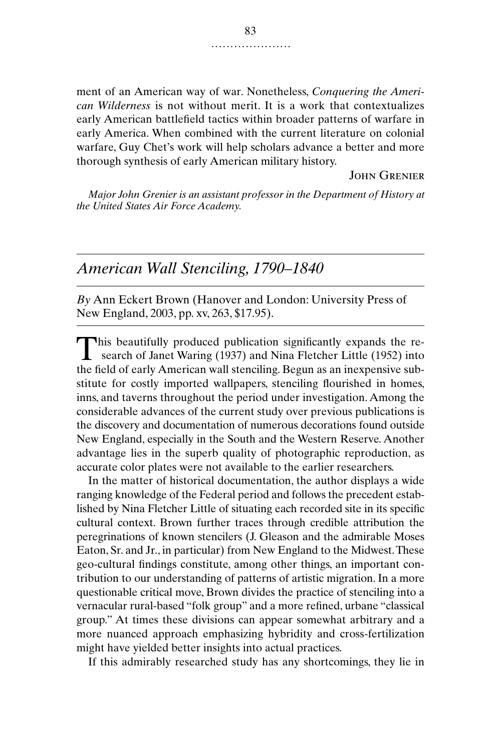ment of an American way of war. Nonetheless, *Conquering the American Wilderness* is not without merit. It is a work that contextualizes early American battlefield tactics within broader patterns of warfare in early America. When combined with the current literature on colonial warfare, Guy Chet's work will help scholars advance a better and more thorough synthesis of early American military history.

John Grenier

*Major John Grenier is an assistant professor in the Department of History at the United States Air Force Academy.*

## *American Wall Stenciling, 1790–1840*

*By* Ann Eckert Brown (Hanover and London: University Press of New England, 2003, pp. xv, 263, $17.95).

This beautifully produced publication significantly expands the research of Janet Waring (1937) and Nina Fletcher Little (1952) into the field of early American wall stenciling. Begun as an inexpensive substitute for costly imported wallpapers, stenciling flourished in homes, inns, and taverns throughout the period under investigation. Among the considerable advances of the current study over previous publications is the discovery and documentation of numerous decorations found outside New England, especially in the South and the Western Reserve. Another advantage lies in the superb quality of photographic reproduction, as accurate color plates were not available to the earlier researchers.

In the matter of historical documentation, the author displays a wide ranging knowledge of the Federal period and follows the precedent established by Nina Fletcher Little of situating each recorded site in its specific cultural context. Brown further traces through credible attribution the peregrinations of known stencilers (J. Gleason and the admirable Moses Eaton, Sr. and Jr., in particular) from New England to the Midwest. These geo-cultural findings constitute, among other things, an important contribution to our understanding of patterns of artistic migration. In a more questionable critical move, Brown divides the practice of stenciling into a vernacular rural-based "folk group" and a more refined, urbane "classical group." At times these divisions can appear somewhat arbitrary and a more nuanced approach emphasizing hybridity and cross-fertilization might have yielded better insights into actual practices.

If this admirably researched study has any shortcomings, they lie in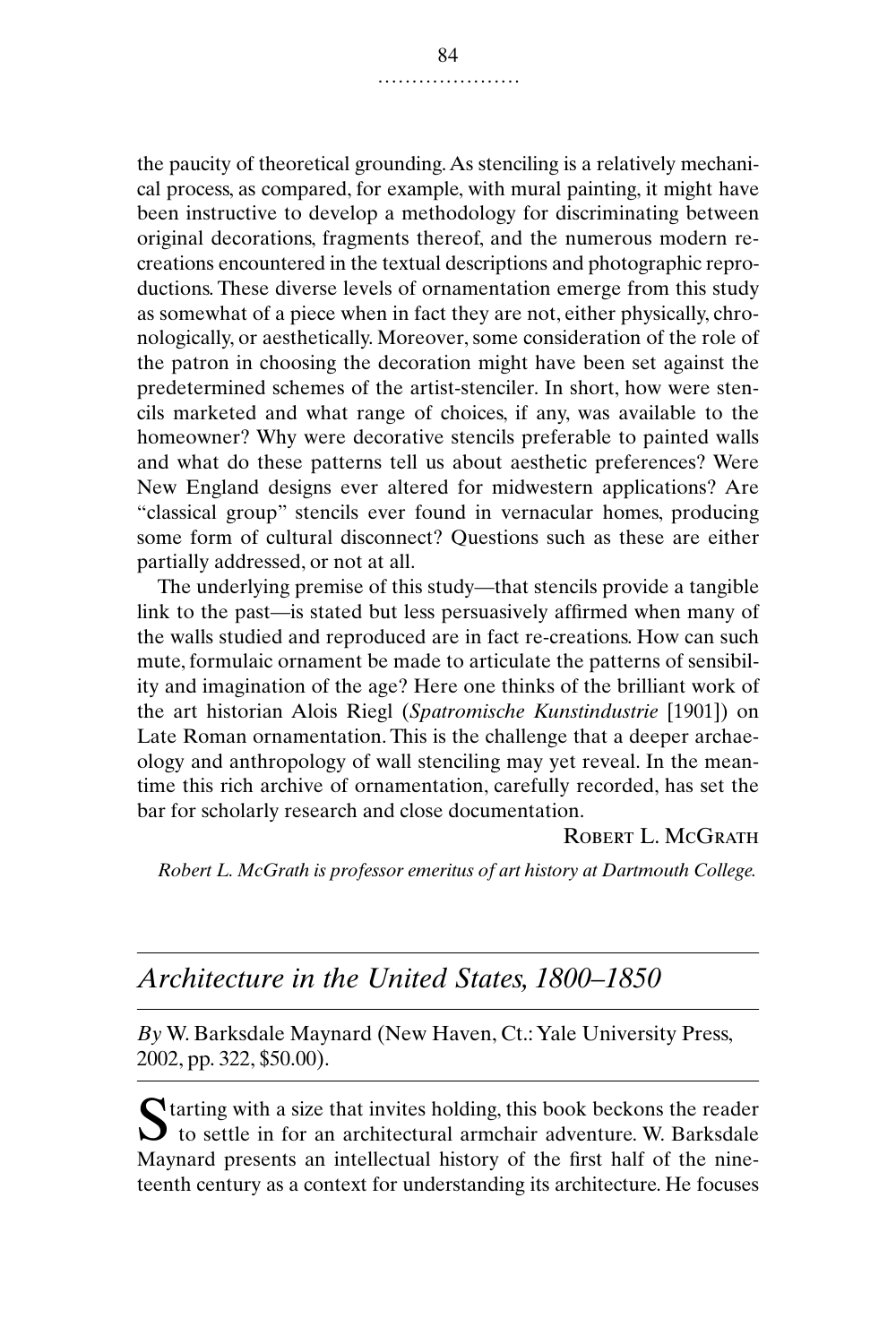the paucity of theoretical grounding. As stenciling is a relatively mechanical process, as compared, for example, with mural painting, it might have been instructive to develop a methodology for discriminating between original decorations, fragments thereof, and the numerous modern re-creations encountered in the textual descriptions and photographic reproductions. These diverse levels of ornamentation emerge from this study as somewhat of a piece when in fact they are not, either physically, chronologically, or aesthetically. Moreover, some consideration of the role of the patron in choosing the decoration might have been set against the predetermined schemes of the artist-stenciler. In short, how were stencils marketed and what range of choices, if any, was available to the homeowner? Why were decorative stencils preferable to painted walls and what do these patterns tell us about aesthetic preferences? Were New England designs ever altered for midwestern applications? Are "classical group" stencils ever found in vernacular homes, producing some form of cultural disconnect? Questions such as these are either partially addressed, or not at all.

The underlying premise of this study—that stencils provide a tangible link to the past—is stated but less persuasively affirmed when many of the walls studied and reproduced are in fact re-creations. How can such mute, formulaic ornament be made to articulate the patterns of sensibility and imagination of the age? Here one thinks of the brilliant work of the art historian Alois Riegl (*Spatromische Kunstindustrie* [1901]) on Late Roman ornamentation. This is the challenge that a deeper archaeology and anthropology of wall stenciling may yet reveal. In the meantime this rich archive of ornamentation, carefully recorded, has set the bar for scholarly research and close documentation.

ROBERT L. MCGRATH

*Robert L. McGrath is professor emeritus of art history at Dartmouth College.*

## *Architecture in the United States, 1800–1850*

*By* W. Barksdale Maynard (New Haven, Ct.: Yale University Press, 2002, pp. 322, $50.00).

Starting with a size that invites holding, this book beckons the reader to settle in for an architectural armchair adventure. W. Barksdale Maynard presents an intellectual history of the first half of the nineteenth century as a context for understanding its architecture. He focuses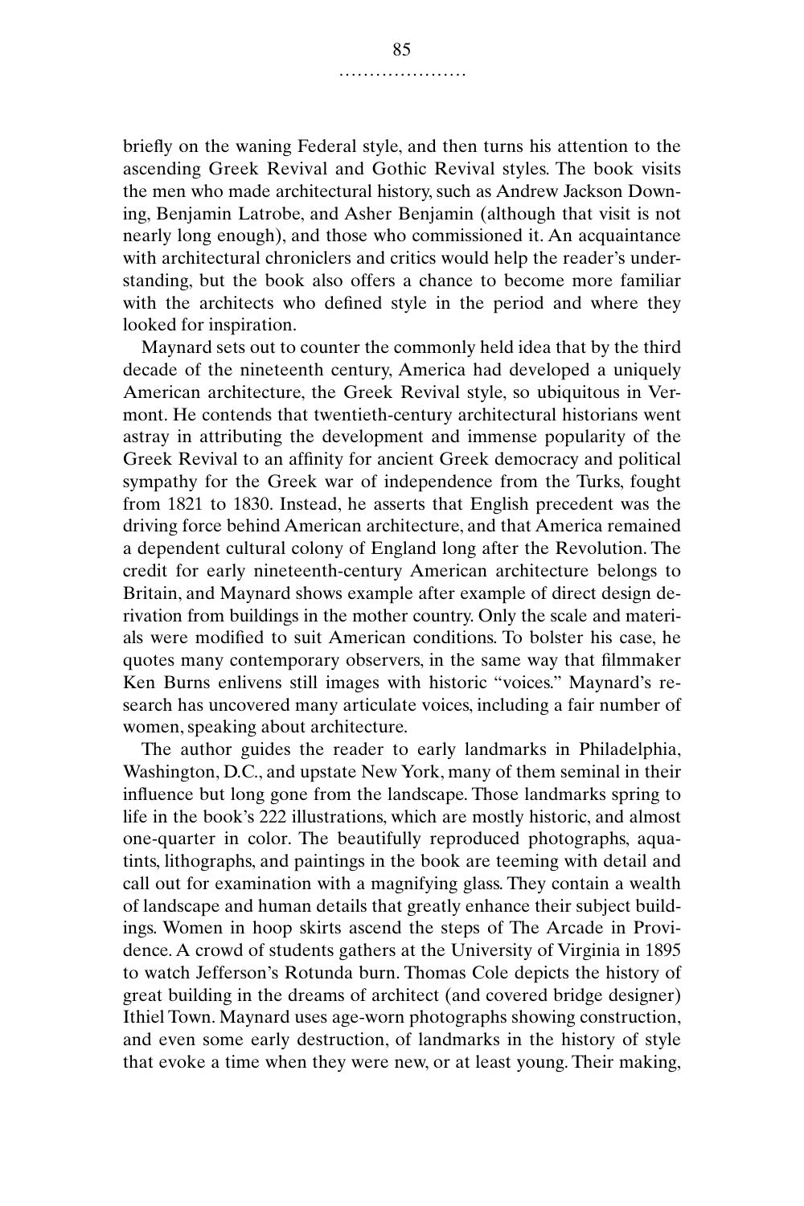briefly on the waning Federal style, and then turns his attention to the ascending Greek Revival and Gothic Revival styles. The book visits the men who made architectural history, such as Andrew Jackson Downing, Benjamin Latrobe, and Asher Benjamin (although that visit is not nearly long enough), and those who commissioned it. An acquaintance with architectural chroniclers and critics would help the reader's understanding, but the book also offers a chance to become more familiar with the architects who defined style in the period and where they looked for inspiration.

Maynard sets out to counter the commonly held idea that by the third decade of the nineteenth century, America had developed a uniquely American architecture, the Greek Revival style, so ubiquitous in Vermont. He contends that twentieth-century architectural historians went astray in attributing the development and immense popularity of the Greek Revival to an affinity for ancient Greek democracy and political sympathy for the Greek war of independence from the Turks, fought from 1821 to 1830. Instead, he asserts that English precedent was the driving force behind American architecture, and that America remained a dependent cultural colony of England long after the Revolution. The credit for early nineteenth-century American architecture belongs to Britain, and Maynard shows example after example of direct design derivation from buildings in the mother country. Only the scale and materials were modified to suit American conditions. To bolster his case, he quotes many contemporary observers, in the same way that filmmaker Ken Burns enlivens still images with historic "voices." Maynard's research has uncovered many articulate voices, including a fair number of women, speaking about architecture.

The author guides the reader to early landmarks in Philadelphia, Washington, D.C., and upstate New York, many of them seminal in their influence but long gone from the landscape. Those landmarks spring to life in the book's 222 illustrations, which are mostly historic, and almost one-quarter in color. The beautifully reproduced photographs, aquatints, lithographs, and paintings in the book are teeming with detail and call out for examination with a magnifying glass. They contain a wealth of landscape and human details that greatly enhance their subject buildings. Women in hoop skirts ascend the steps of The Arcade in Providence. A crowd of students gathers at the University of Virginia in 1895 to watch Jefferson's Rotunda burn. Thomas Cole depicts the history of great building in the dreams of architect (and covered bridge designer) Ithiel Town. Maynard uses age-worn photographs showing construction, and even some early destruction, of landmarks in the history of style that evoke a time when they were new, or at least young. Their making,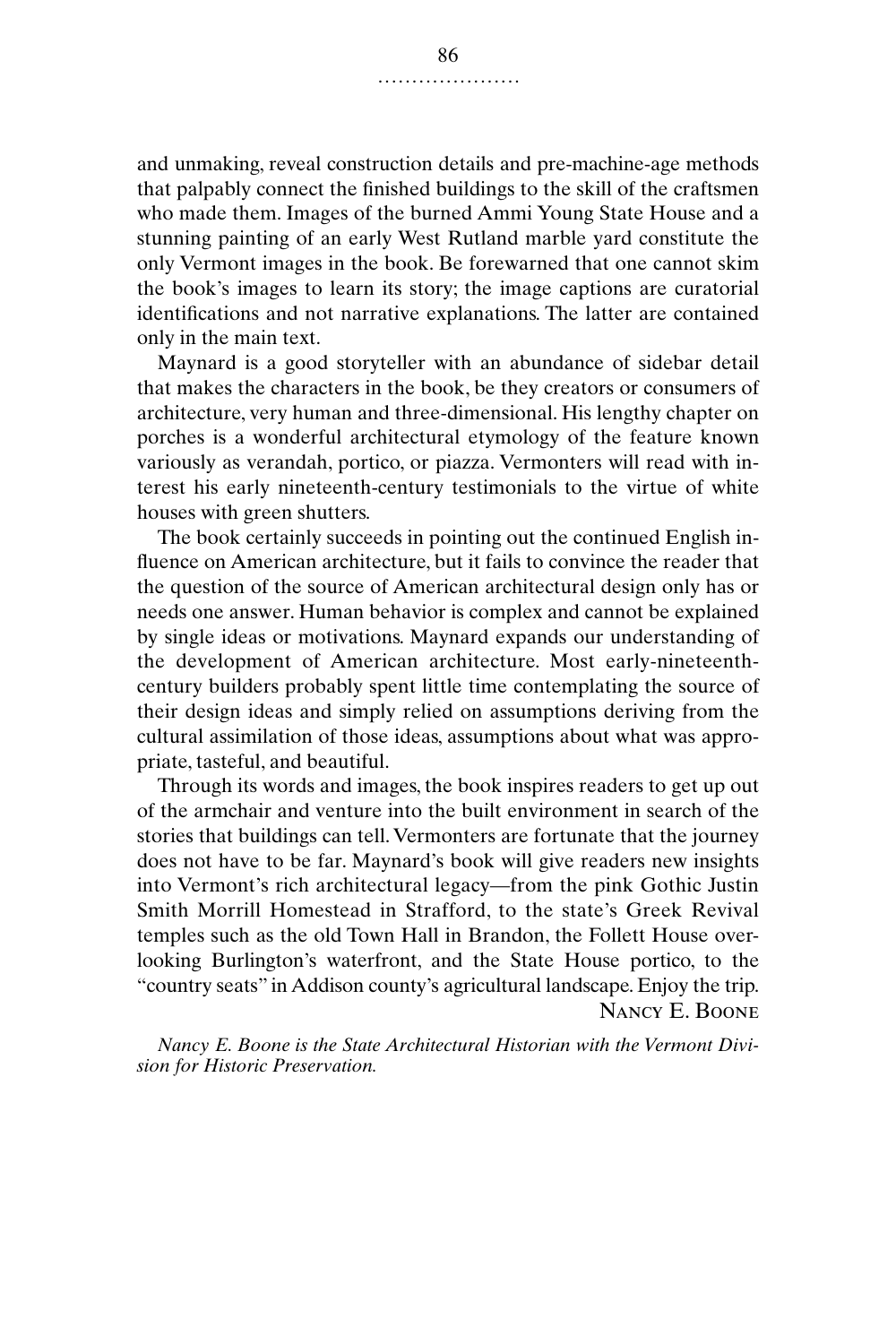and unmaking, reveal construction details and pre-machine-age methods that palpably connect the finished buildings to the skill of the craftsmen who made them. Images of the burned Ammi Young State House and a stunning painting of an early West Rutland marble yard constitute the only Vermont images in the book. Be forewarned that one cannot skim the book's images to learn its story; the image captions are curatorial identifications and not narrative explanations. The latter are contained only in the main text.

Maynard is a good storyteller with an abundance of sidebar detail that makes the characters in the book, be they creators or consumers of architecture, very human and three-dimensional. His lengthy chapter on porches is a wonderful architectural etymology of the feature known variously as verandah, portico, or piazza. Vermonters will read with interest his early nineteenth-century testimonials to the virtue of white houses with green shutters.

The book certainly succeeds in pointing out the continued English influence on American architecture, but it fails to convince the reader that the question of the source of American architectural design only has or needs one answer. Human behavior is complex and cannot be explained by single ideas or motivations. Maynard expands our understanding of the development of American architecture. Most early-nineteenth-century builders probably spent little time contemplating the source of their design ideas and simply relied on assumptions deriving from the cultural assimilation of those ideas, assumptions about what was appropriate, tasteful, and beautiful.

Through its words and images, the book inspires readers to get up out of the armchair and venture into the built environment in search of the stories that buildings can tell. Vermonters are fortunate that the journey does not have to be far. Maynard's book will give readers new insights into Vermont's rich architectural legacy—from the pink Gothic Justin Smith Morrill Homestead in Strafford, to the state's Greek Revival temples such as the old Town Hall in Brandon, the Follett House overlooking Burlington's waterfront, and the State House portico, to the "country seats" in Addison county's agricultural landscape. Enjoy the trip.

NANCY E. BOONE

*Nancy E. Boone is the State Architectural Historian with the Vermont Division for Historic Preservation.*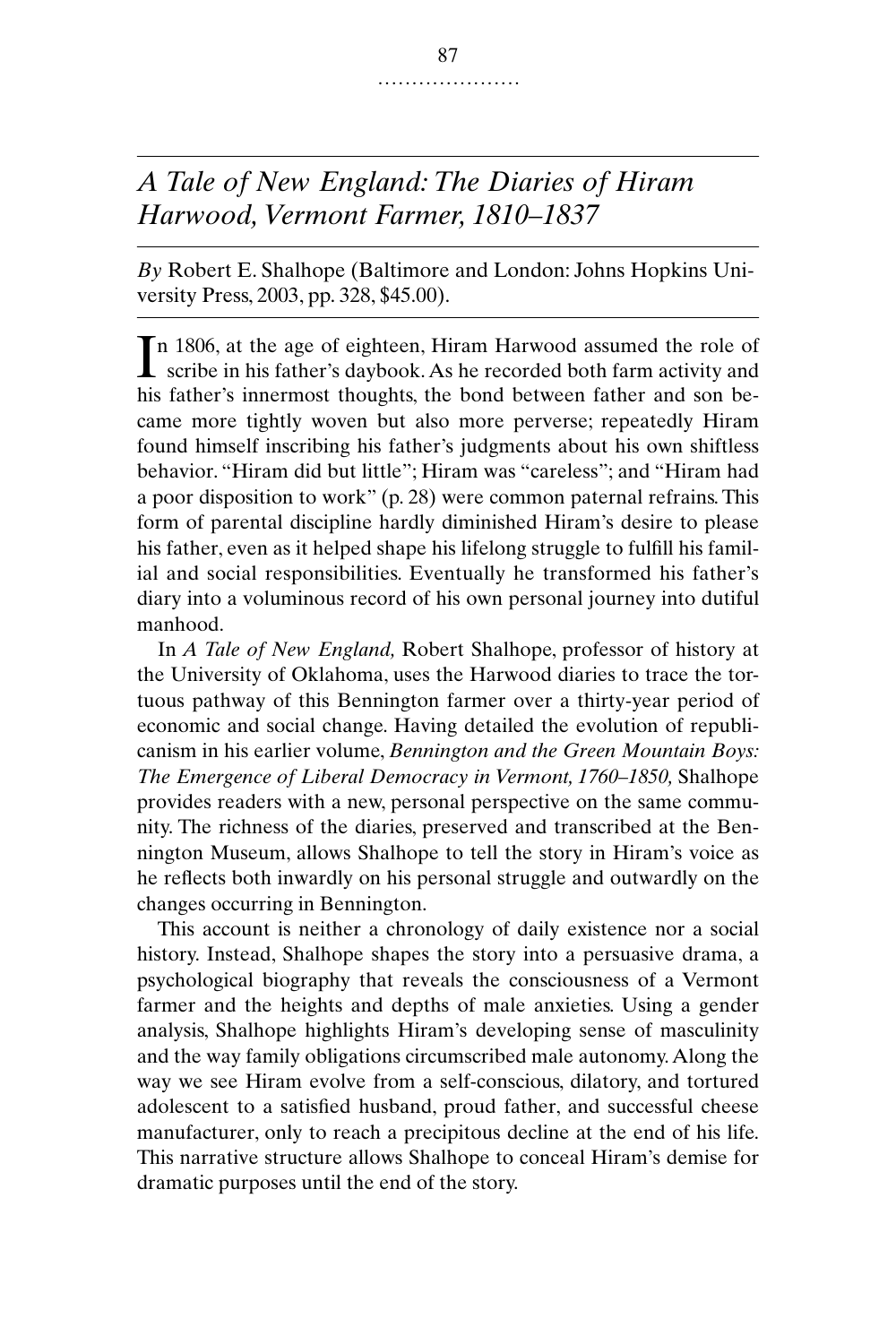## *A Tale of New England: The Diaries of Hiram Harwood, Vermont Farmer, 1810–1837*

*By* Robert E. Shalhope (Baltimore and London: Johns Hopkins University Press, 2003, pp. 328, $45.00).

In 1806, at the age of eighteen, Hiram Harwood assumed the role of scribe in his father's daybook. As he recorded both farm activity and his father's innermost thoughts, the bond between father and son became more tightly woven but also more perverse; repeatedly Hiram found himself inscribing his father's judgments about his own shiftless behavior. "Hiram did but little"; Hiram was "careless"; and "Hiram had a poor disposition to work" (p. 28) were common paternal refrains. This form of parental discipline hardly diminished Hiram's desire to please his father, even as it helped shape his lifelong struggle to fulfill his familial and social responsibilities. Eventually he transformed his father's diary into a voluminous record of his own personal journey into dutiful manhood.

In *A Tale of New England,* Robert Shalhope, professor of history at the University of Oklahoma, uses the Harwood diaries to trace the tortuous pathway of this Bennington farmer over a thirty-year period of economic and social change. Having detailed the evolution of republicanism in his earlier volume, *Bennington and the Green Mountain Boys: The Emergence of Liberal Democracy in Vermont, 1760–1850,* Shalhope provides readers with a new, personal perspective on the same community. The richness of the diaries, preserved and transcribed at the Bennington Museum, allows Shalhope to tell the story in Hiram's voice as he reflects both inwardly on his personal struggle and outwardly on the changes occurring in Bennington.

This account is neither a chronology of daily existence nor a social history. Instead, Shalhope shapes the story into a persuasive drama, a psychological biography that reveals the consciousness of a Vermont farmer and the heights and depths of male anxieties. Using a gender analysis, Shalhope highlights Hiram's developing sense of masculinity and the way family obligations circumscribed male autonomy. Along the way we see Hiram evolve from a self-conscious, dilatory, and tortured adolescent to a satisfied husband, proud father, and successful cheese manufacturer, only to reach a precipitous decline at the end of his life. This narrative structure allows Shalhope to conceal Hiram's demise for dramatic purposes until the end of the story.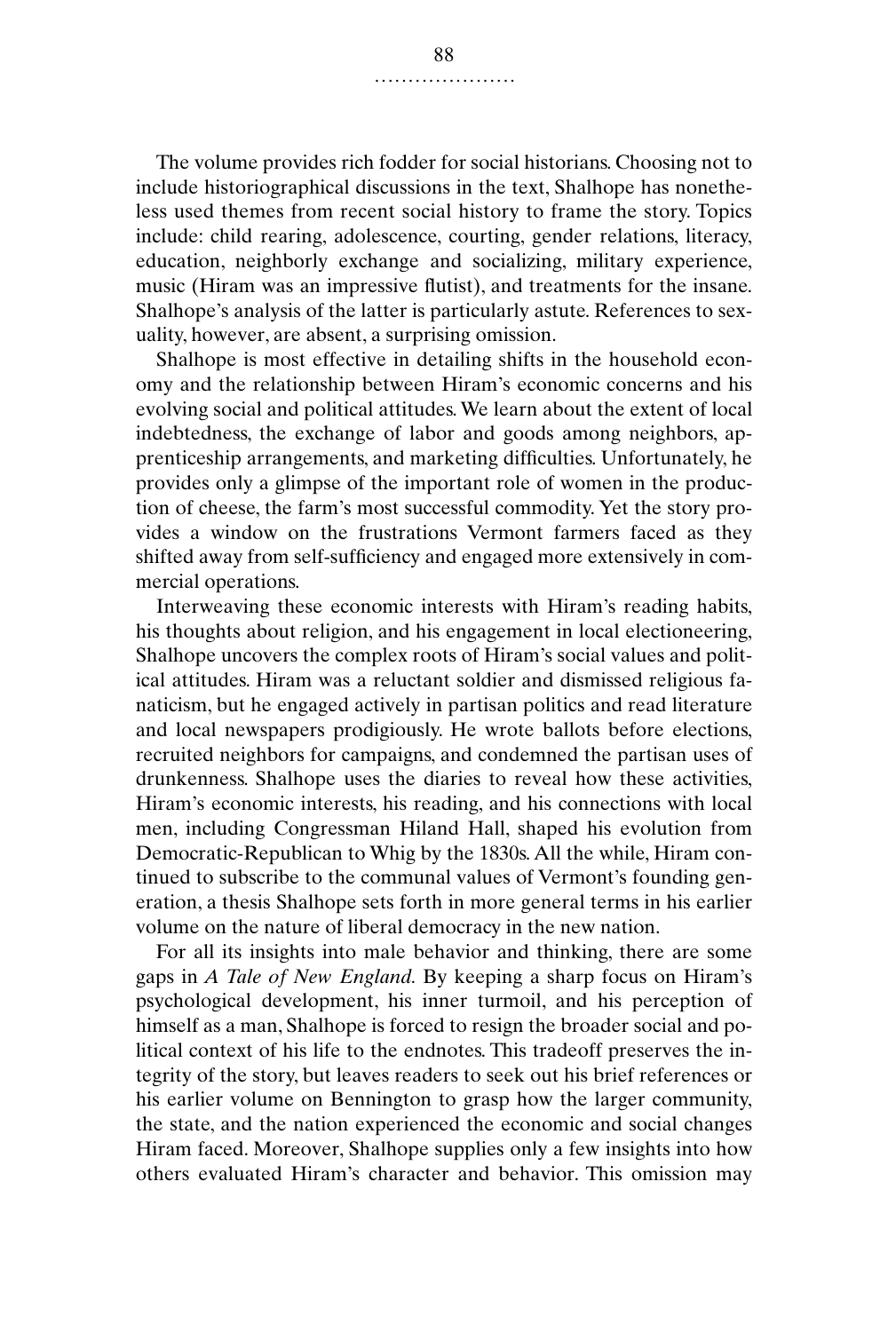The volume provides rich fodder for social historians. Choosing not to include historiographical discussions in the text, Shalhope has nonetheless used themes from recent social history to frame the story. Topics include: child rearing, adolescence, courting, gender relations, literacy, education, neighborly exchange and socializing, military experience, music (Hiram was an impressive flutist), and treatments for the insane. Shalhope's analysis of the latter is particularly astute. References to sexuality, however, are absent, a surprising omission.

Shalhope is most effective in detailing shifts in the household economy and the relationship between Hiram's economic concerns and his evolving social and political attitudes. We learn about the extent of local indebtedness, the exchange of labor and goods among neighbors, apprenticeship arrangements, and marketing difficulties. Unfortunately, he provides only a glimpse of the important role of women in the production of cheese, the farm's most successful commodity. Yet the story provides a window on the frustrations Vermont farmers faced as they shifted away from self-sufficiency and engaged more extensively in commercial operations.

Interweaving these economic interests with Hiram's reading habits, his thoughts about religion, and his engagement in local electioneering, Shalhope uncovers the complex roots of Hiram's social values and political attitudes. Hiram was a reluctant soldier and dismissed religious fanaticism, but he engaged actively in partisan politics and read literature and local newspapers prodigiously. He wrote ballots before elections, recruited neighbors for campaigns, and condemned the partisan uses of drunkenness. Shalhope uses the diaries to reveal how these activities, Hiram's economic interests, his reading, and his connections with local men, including Congressman Hiland Hall, shaped his evolution from Democratic-Republican to Whig by the 1830s. All the while, Hiram continued to subscribe to the communal values of Vermont's founding generation, a thesis Shalhope sets forth in more general terms in his earlier volume on the nature of liberal democracy in the new nation.

For all its insights into male behavior and thinking, there are some gaps in *A Tale of New England*. By keeping a sharp focus on Hiram's psychological development, his inner turmoil, and his perception of himself as a man, Shalhope is forced to resign the broader social and political context of his life to the endnotes. This tradeoff preserves the integrity of the story, but leaves readers to seek out his brief references or his earlier volume on Bennington to grasp how the larger community, the state, and the nation experienced the economic and social changes Hiram faced. Moreover, Shalhope supplies only a few insights into how others evaluated Hiram's character and behavior. This omission may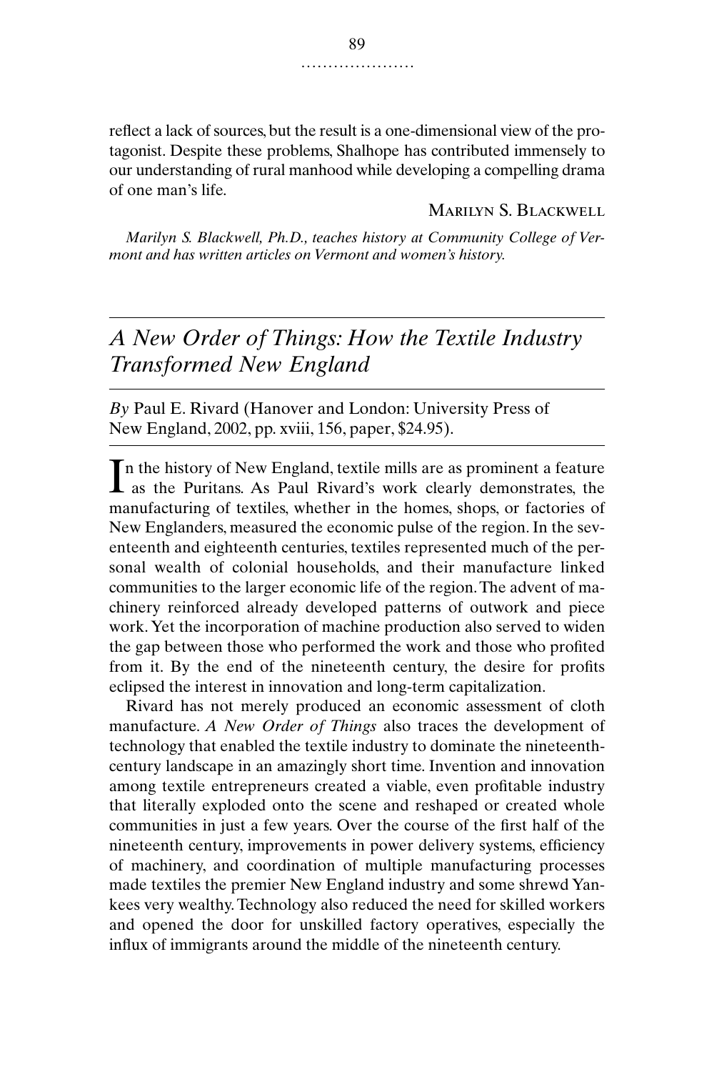reflect a lack of sources, but the result is a one-dimensional view of the protagonist. Despite these problems, Shalhope has contributed immensely to our understanding of rural manhood while developing a compelling drama of one man's life.

Marilyn S. Blackwell

*Marilyn S. Blackwell, Ph.D., teaches history at Community College of Vermont and has written articles on Vermont and women's history.*

---

## *A New Order of Things: How the Textile Industry Transformed New England*

*By* Paul E. Rivard (Hanover and London: University Press of New England, 2002, pp. xviii, 156, paper, $24.95).

---

In the history of New England, textile mills are as prominent a feature as the Puritans. As Paul Rivard's work clearly demonstrates, the manufacturing of textiles, whether in the homes, shops, or factories of New Englanders, measured the economic pulse of the region. In the seventeenth and eighteenth centuries, textiles represented much of the personal wealth of colonial households, and their manufacture linked communities to the larger economic life of the region. The advent of machinery reinforced already developed patterns of outwork and piece work. Yet the incorporation of machine production also served to widen the gap between those who performed the work and those who profited from it. By the end of the nineteenth century, the desire for profits eclipsed the interest in innovation and long-term capitalization.

Rivard has not merely produced an economic assessment of cloth manufacture. *A New Order of Things* also traces the development of technology that enabled the textile industry to dominate the nineteenth-century landscape in an amazingly short time. Invention and innovation among textile entrepreneurs created a viable, even profitable industry that literally exploded onto the scene and reshaped or created whole communities in just a few years. Over the course of the first half of the nineteenth century, improvements in power delivery systems, efficiency of machinery, and coordination of multiple manufacturing processes made textiles the premier New England industry and some shrewd Yankees very wealthy. Technology also reduced the need for skilled workers and opened the door for unskilled factory operatives, especially the influx of immigrants around the middle of the nineteenth century.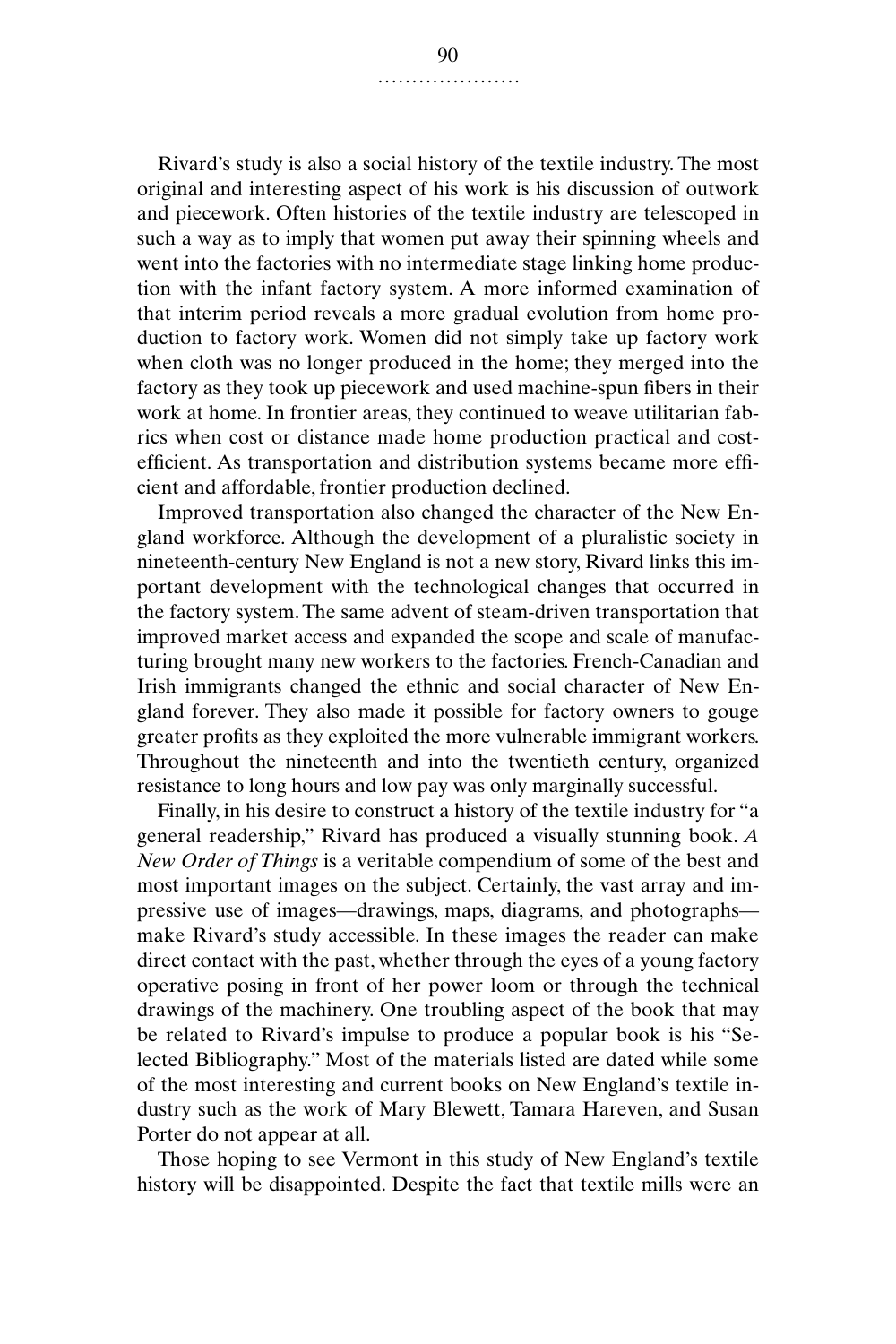Rivard's study is also a social history of the textile industry. The most original and interesting aspect of his work is his discussion of outwork and piecework. Often histories of the textile industry are telescoped in such a way as to imply that women put away their spinning wheels and went into the factories with no intermediate stage linking home production with the infant factory system. A more informed examination of that interim period reveals a more gradual evolution from home production to factory work. Women did not simply take up factory work when cloth was no longer produced in the home; they merged into the factory as they took up piecework and used machine-spun fibers in their work at home. In frontier areas, they continued to weave utilitarian fabrics when cost or distance made home production practical and cost-efficient. As transportation and distribution systems became more efficient and affordable, frontier production declined.

Improved transportation also changed the character of the New England workforce. Although the development of a pluralistic society in nineteenth-century New England is not a new story, Rivard links this important development with the technological changes that occurred in the factory system. The same advent of steam-driven transportation that improved market access and expanded the scope and scale of manufacturing brought many new workers to the factories. French-Canadian and Irish immigrants changed the ethnic and social character of New England forever. They also made it possible for factory owners to gouge greater profits as they exploited the more vulnerable immigrant workers. Throughout the nineteenth and into the twentieth century, organized resistance to long hours and low pay was only marginally successful.

Finally, in his desire to construct a history of the textile industry for "a general readership," Rivard has produced a visually stunning book. *A New Order of Things* is a veritable compendium of some of the best and most important images on the subject. Certainly, the vast array and impressive use of images—drawings, maps, diagrams, and photographs—make Rivard's study accessible. In these images the reader can make direct contact with the past, whether through the eyes of a young factory operative posing in front of her power loom or through the technical drawings of the machinery. One troubling aspect of the book that may be related to Rivard's impulse to produce a popular book is his "Selected Bibliography." Most of the materials listed are dated while some of the most interesting and current books on New England's textile industry such as the work of Mary Blewett, Tamara Hareven, and Susan Porter do not appear at all.

Those hoping to see Vermont in this study of New England's textile history will be disappointed. Despite the fact that textile mills were an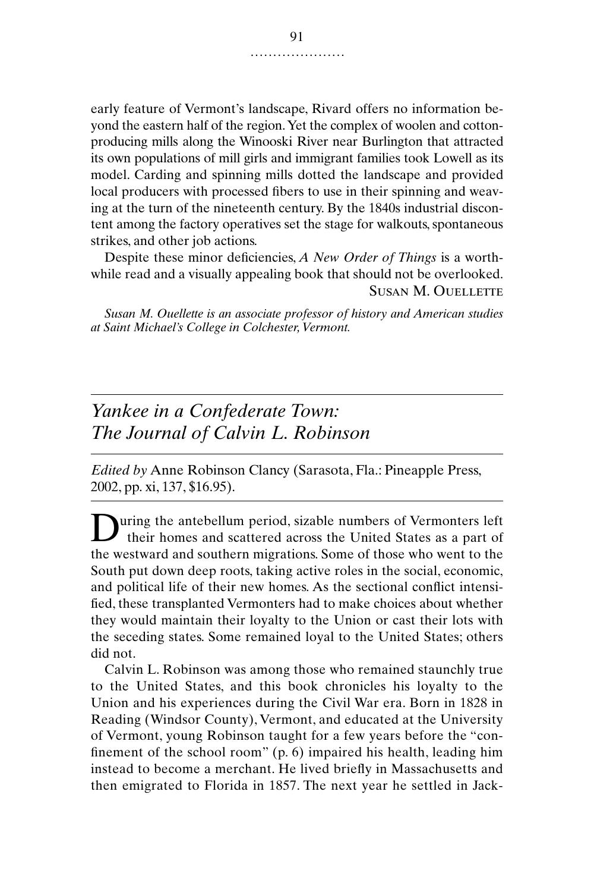early feature of Vermont's landscape, Rivard offers no information beyond the eastern half of the region. Yet the complex of woolen and cotton-producing mills along the Winooski River near Burlington that attracted its own populations of mill girls and immigrant families took Lowell as its model. Carding and spinning mills dotted the landscape and provided local producers with processed fibers to use in their spinning and weaving at the turn of the nineteenth century. By the 1840s industrial discontent among the factory operatives set the stage for walkouts, spontaneous strikes, and other job actions.

Despite these minor deficiencies, *A New Order of Things* is a worthwhile read and a visually appealing book that should not be overlooked.

Susan M. Ouellette

*Susan M. Ouellette is an associate professor of history and American studies at Saint Michael's College in Colchester, Vermont.*

---

## *Yankee in a Confederate Town: The Journal of Calvin L. Robinson*

*Edited by* Anne Robinson Clancy (Sarasota, Fla.: Pineapple Press, 2002, pp. xi, 137, $16.95).

---

During the antebellum period, sizable numbers of Vermonters left their homes and scattered across the United States as a part of the westward and southern migrations. Some of those who went to the South put down deep roots, taking active roles in the social, economic, and political life of their new homes. As the sectional conflict intensified, these transplanted Vermonters had to make choices about whether they would maintain their loyalty to the Union or cast their lots with the seceding states. Some remained loyal to the United States; others did not.

Calvin L. Robinson was among those who remained staunchly true to the United States, and this book chronicles his loyalty to the Union and his experiences during the Civil War era. Born in 1828 in Reading (Windsor County), Vermont, and educated at the University of Vermont, young Robinson taught for a few years before the "confinement of the school room" (p. 6) impaired his health, leading him instead to become a merchant. He lived briefly in Massachusetts and then emigrated to Florida in 1857. The next year he settled in Jack-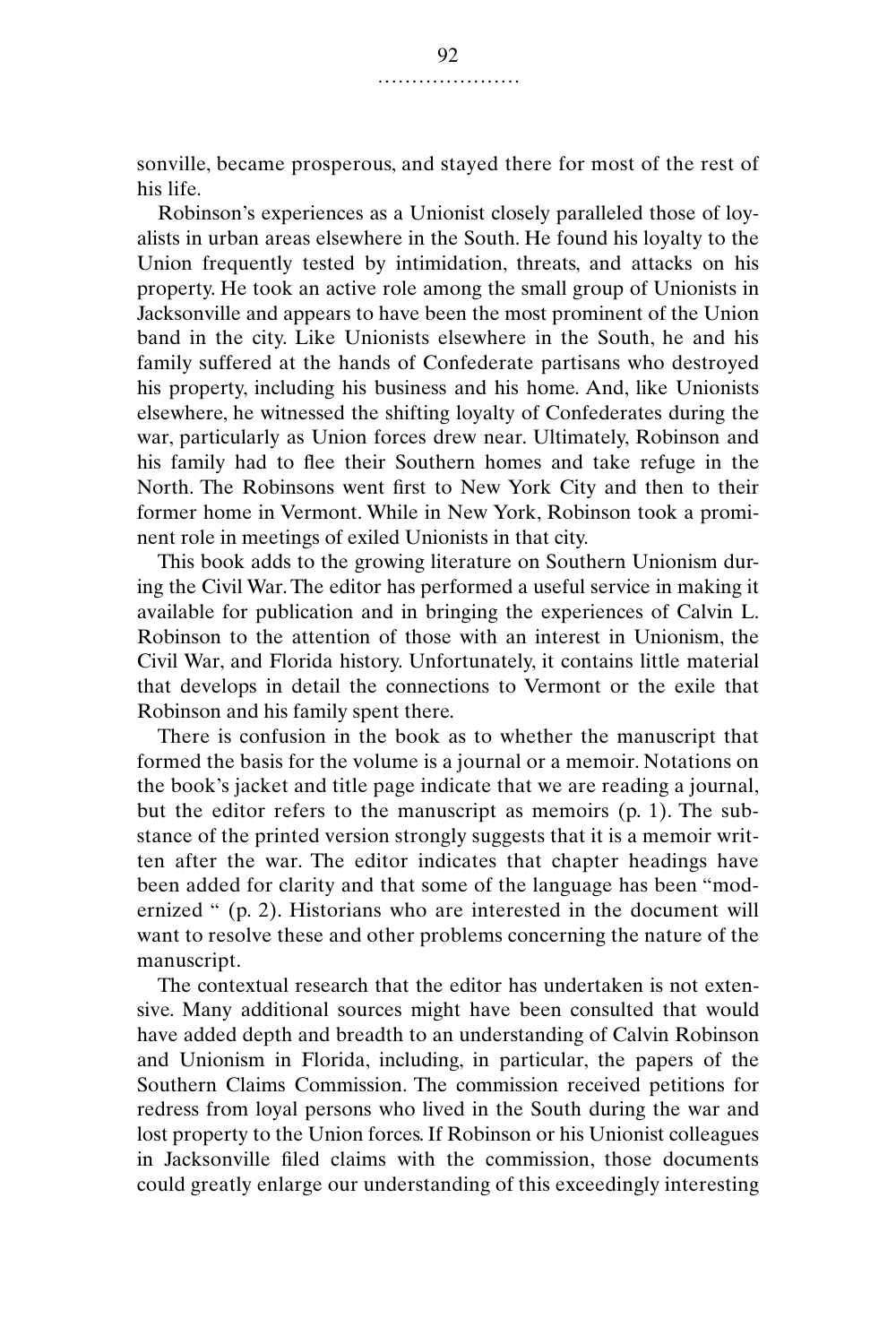sonville, became prosperous, and stayed there for most of the rest of his life.

Robinson's experiences as a Unionist closely paralleled those of loyalists in urban areas elsewhere in the South. He found his loyalty to the Union frequently tested by intimidation, threats, and attacks on his property. He took an active role among the small group of Unionists in Jacksonville and appears to have been the most prominent of the Union band in the city. Like Unionists elsewhere in the South, he and his family suffered at the hands of Confederate partisans who destroyed his property, including his business and his home. And, like Unionists elsewhere, he witnessed the shifting loyalty of Confederates during the war, particularly as Union forces drew near. Ultimately, Robinson and his family had to flee their Southern homes and take refuge in the North. The Robinsons went first to New York City and then to their former home in Vermont. While in New York, Robinson took a prominent role in meetings of exiled Unionists in that city.

This book adds to the growing literature on Southern Unionism during the Civil War. The editor has performed a useful service in making it available for publication and in bringing the experiences of Calvin L. Robinson to the attention of those with an interest in Unionism, the Civil War, and Florida history. Unfortunately, it contains little material that develops in detail the connections to Vermont or the exile that Robinson and his family spent there.

There is confusion in the book as to whether the manuscript that formed the basis for the volume is a journal or a memoir. Notations on the book's jacket and title page indicate that we are reading a journal, but the editor refers to the manuscript as memoirs (p. 1). The substance of the printed version strongly suggests that it is a memoir written after the war. The editor indicates that chapter headings have been added for clarity and that some of the language has been "modernized " (p. 2). Historians who are interested in the document will want to resolve these and other problems concerning the nature of the manuscript.

The contextual research that the editor has undertaken is not extensive. Many additional sources might have been consulted that would have added depth and breadth to an understanding of Calvin Robinson and Unionism in Florida, including, in particular, the papers of the Southern Claims Commission. The commission received petitions for redress from loyal persons who lived in the South during the war and lost property to the Union forces. If Robinson or his Unionist colleagues in Jacksonville filed claims with the commission, those documents could greatly enlarge our understanding of this exceedingly interesting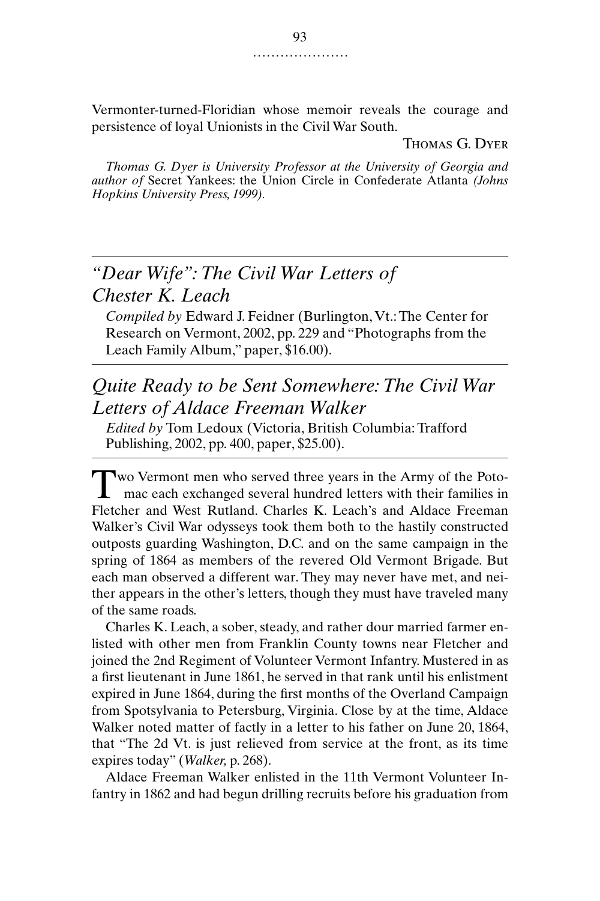Vermonter-turned-Floridian whose memoir reveals the courage and persistence of loyal Unionists in the Civil War South.

THOMAS G. DYER

*Thomas G. Dyer is University Professor at the University of Georgia and author of* Secret Yankees: the Union Circle in Confederate Atlanta *(Johns Hopkins University Press, 1999).*

---

## *"Dear Wife": The Civil War Letters of Chester K. Leach*

*Compiled by* Edward J. Feidner (Burlington, Vt.: The Center for Research on Vermont, 2002, pp. 229 and "Photographs from the Leach Family Album," paper, $16.00).

---

## *Quite Ready to be Sent Somewhere: The Civil War Letters of Aldace Freeman Walker*

*Edited by* Tom Ledoux (Victoria, British Columbia: Trafford Publishing, 2002, pp. 400, paper, $25.00).

---

Two Vermont men who served three years in the Army of the Potomac each exchanged several hundred letters with their families in Fletcher and West Rutland. Charles K. Leach's and Aldace Freeman Walker's Civil War odysseys took them both to the hastily constructed outposts guarding Washington, D.C. and on the same campaign in the spring of 1864 as members of the revered Old Vermont Brigade. But each man observed a different war. They may never have met, and neither appears in the other's letters, though they must have traveled many of the same roads.

Charles K. Leach, a sober, steady, and rather dour married farmer enlisted with other men from Franklin County towns near Fletcher and joined the 2nd Regiment of Volunteer Vermont Infantry. Mustered in as a first lieutenant in June 1861, he served in that rank until his enlistment expired in June 1864, during the first months of the Overland Campaign from Spotsylvania to Petersburg, Virginia. Close by at the time, Aldace Walker noted matter of factly in a letter to his father on June 20, 1864, that "The 2d Vt. is just relieved from service at the front, as its time expires today" (*Walker,* p. 268).

Aldace Freeman Walker enlisted in the 11th Vermont Volunteer Infantry in 1862 and had begun drilling recruits before his graduation from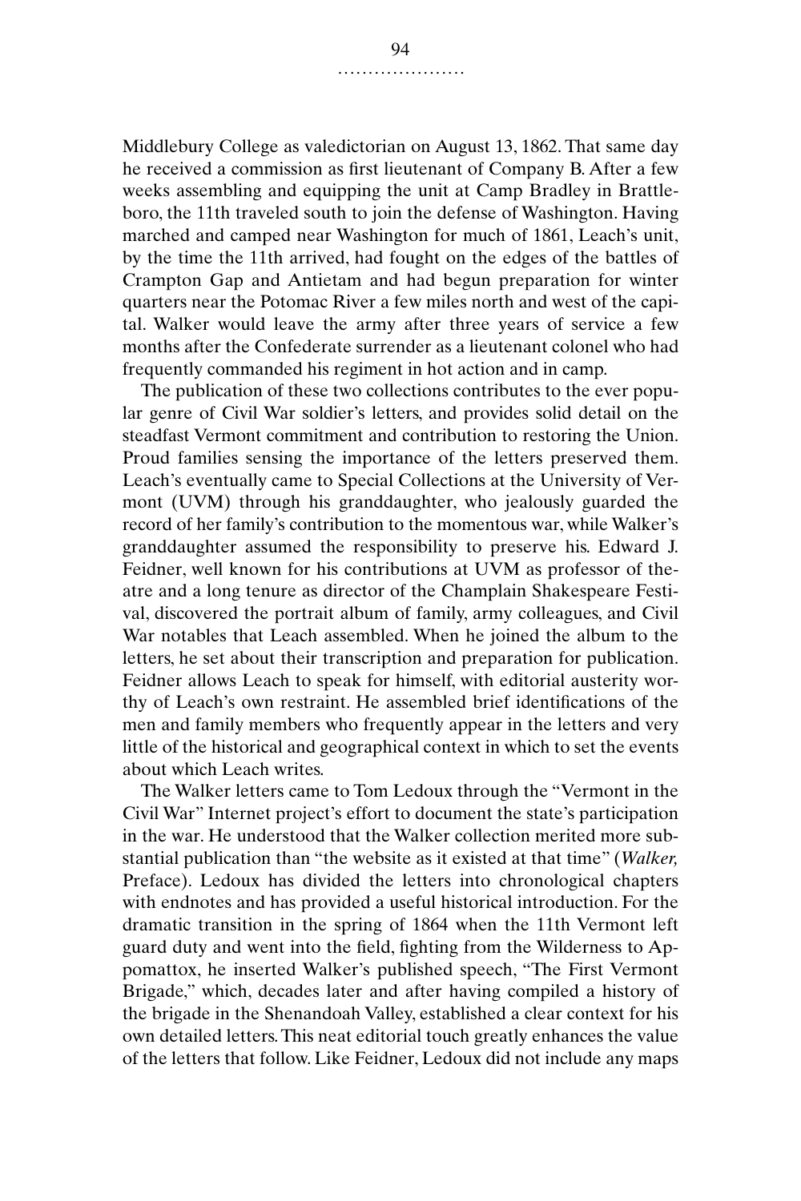Middlebury College as valedictorian on August 13, 1862. That same day he received a commission as first lieutenant of Company B. After a few weeks assembling and equipping the unit at Camp Bradley in Brattleboro, the 11th traveled south to join the defense of Washington. Having marched and camped near Washington for much of 1861, Leach's unit, by the time the 11th arrived, had fought on the edges of the battles of Crampton Gap and Antietam and had begun preparation for winter quarters near the Potomac River a few miles north and west of the capital. Walker would leave the army after three years of service a few months after the Confederate surrender as a lieutenant colonel who had frequently commanded his regiment in hot action and in camp.

The publication of these two collections contributes to the ever popular genre of Civil War soldier's letters, and provides solid detail on the steadfast Vermont commitment and contribution to restoring the Union. Proud families sensing the importance of the letters preserved them. Leach's eventually came to Special Collections at the University of Vermont (UVM) through his granddaughter, who jealously guarded the record of her family's contribution to the momentous war, while Walker's granddaughter assumed the responsibility to preserve his. Edward J. Feidner, well known for his contributions at UVM as professor of theatre and a long tenure as director of the Champlain Shakespeare Festival, discovered the portrait album of family, army colleagues, and Civil War notables that Leach assembled. When he joined the album to the letters, he set about their transcription and preparation for publication. Feidner allows Leach to speak for himself, with editorial austerity worthy of Leach's own restraint. He assembled brief identifications of the men and family members who frequently appear in the letters and very little of the historical and geographical context in which to set the events about which Leach writes.

The Walker letters came to Tom Ledoux through the "Vermont in the Civil War" Internet project's effort to document the state's participation in the war. He understood that the Walker collection merited more substantial publication than "the website as it existed at that time" (*Walker,* Preface). Ledoux has divided the letters into chronological chapters with endnotes and has provided a useful historical introduction. For the dramatic transition in the spring of 1864 when the 11th Vermont left guard duty and went into the field, fighting from the Wilderness to Appomattox, he inserted Walker's published speech, "The First Vermont Brigade," which, decades later and after having compiled a history of the brigade in the Shenandoah Valley, established a clear context for his own detailed letters. This neat editorial touch greatly enhances the value of the letters that follow. Like Feidner, Ledoux did not include any maps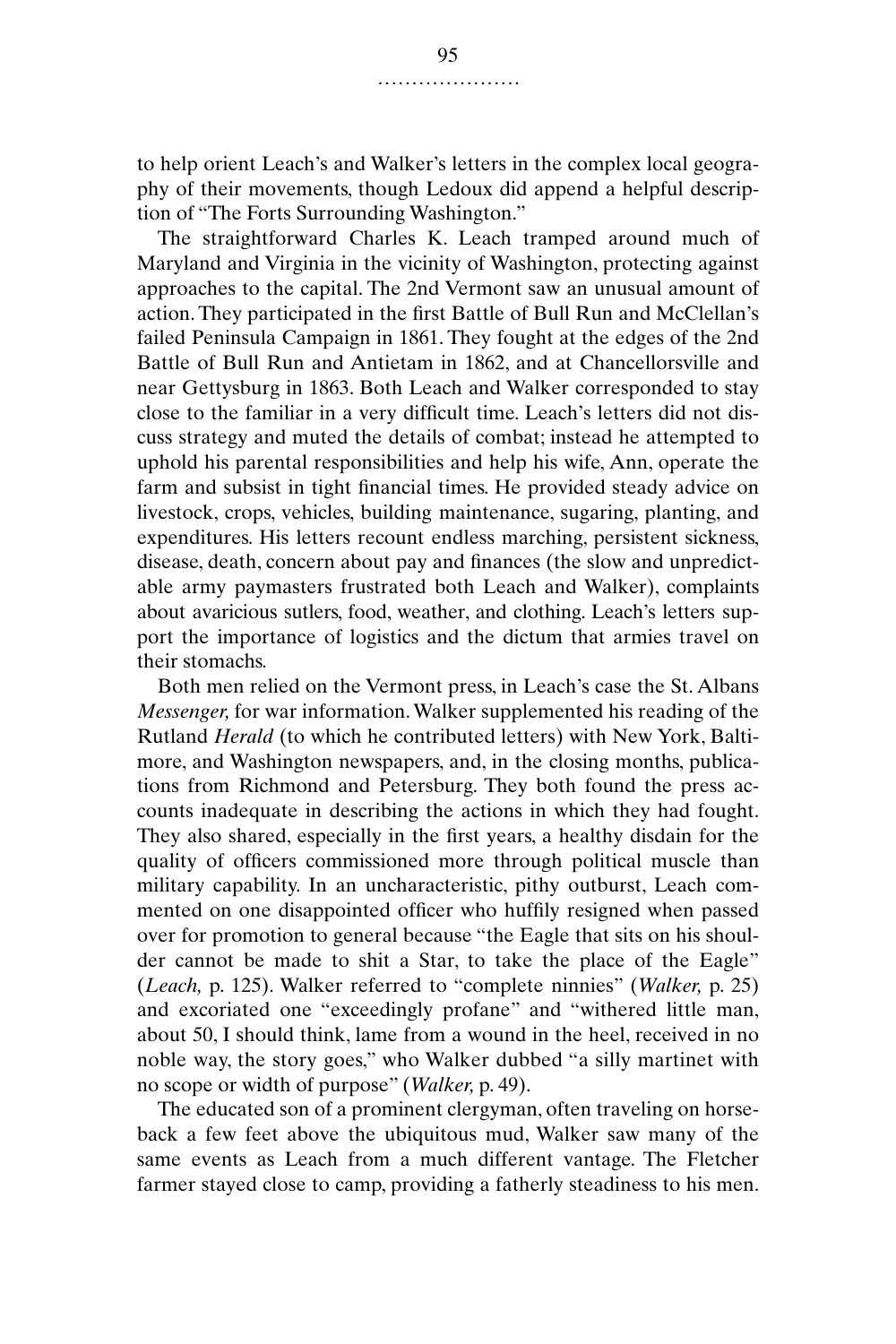to help orient Leach's and Walker's letters in the complex local geography of their movements, though Ledoux did append a helpful description of "The Forts Surrounding Washington."

The straightforward Charles K. Leach tramped around much of Maryland and Virginia in the vicinity of Washington, protecting against approaches to the capital. The 2nd Vermont saw an unusual amount of action. They participated in the first Battle of Bull Run and McClellan's failed Peninsula Campaign in 1861. They fought at the edges of the 2nd Battle of Bull Run and Antietam in 1862, and at Chancellorsville and near Gettysburg in 1863. Both Leach and Walker corresponded to stay close to the familiar in a very difficult time. Leach's letters did not discuss strategy and muted the details of combat; instead he attempted to uphold his parental responsibilities and help his wife, Ann, operate the farm and subsist in tight financial times. He provided steady advice on livestock, crops, vehicles, building maintenance, sugaring, planting, and expenditures. His letters recount endless marching, persistent sickness, disease, death, concern about pay and finances (the slow and unpredictable army paymasters frustrated both Leach and Walker), complaints about avaricious sutlers, food, weather, and clothing. Leach's letters support the importance of logistics and the dictum that armies travel on their stomachs.

Both men relied on the Vermont press, in Leach's case the St. Albans *Messenger,* for war information. Walker supplemented his reading of the Rutland *Herald* (to which he contributed letters) with New York, Baltimore, and Washington newspapers, and, in the closing months, publications from Richmond and Petersburg. They both found the press accounts inadequate in describing the actions in which they had fought. They also shared, especially in the first years, a healthy disdain for the quality of officers commissioned more through political muscle than military capability. In an uncharacteristic, pithy outburst, Leach commented on one disappointed officer who huffily resigned when passed over for promotion to general because "the Eagle that sits on his shoulder cannot be made to shit a Star, to take the place of the Eagle" (*Leach,* p. 125). Walker referred to "complete ninnies" (*Walker,* p. 25) and excoriated one "exceedingly profane" and "withered little man, about 50, I should think, lame from a wound in the heel, received in no noble way, the story goes," who Walker dubbed "a silly martinet with no scope or width of purpose" (*Walker,* p. 49).

The educated son of a prominent clergyman, often traveling on horseback a few feet above the ubiquitous mud, Walker saw many of the same events as Leach from a much different vantage. The Fletcher farmer stayed close to camp, providing a fatherly steadiness to his men.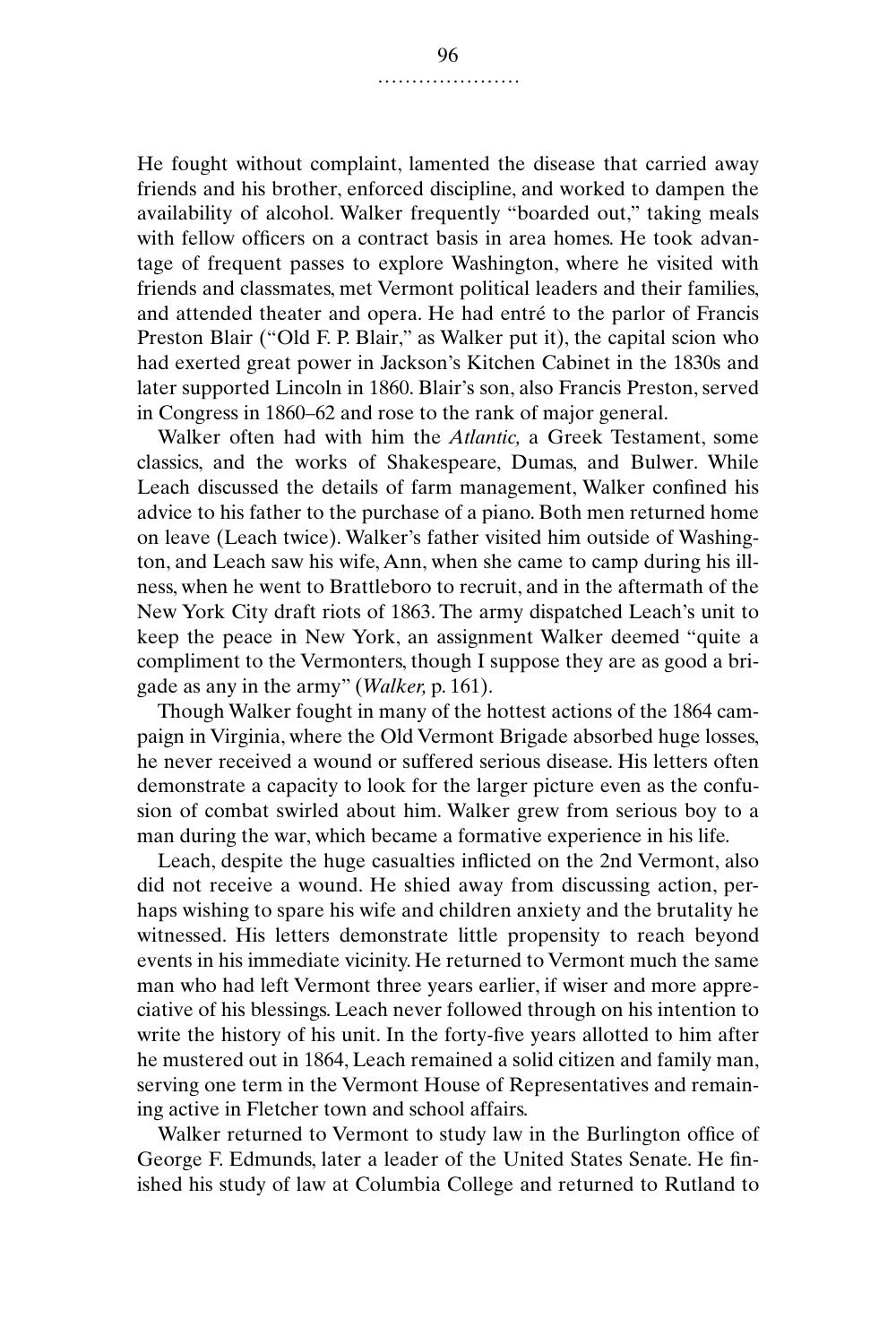He fought without complaint, lamented the disease that carried away friends and his brother, enforced discipline, and worked to dampen the availability of alcohol. Walker frequently "boarded out," taking meals with fellow officers on a contract basis in area homes. He took advantage of frequent passes to explore Washington, where he visited with friends and classmates, met Vermont political leaders and their families, and attended theater and opera. He had entré to the parlor of Francis Preston Blair ("Old F. P. Blair," as Walker put it), the capital scion who had exerted great power in Jackson's Kitchen Cabinet in the 1830s and later supported Lincoln in 1860. Blair's son, also Francis Preston, served in Congress in 1860–62 and rose to the rank of major general.

Walker often had with him the *Atlantic,* a Greek Testament, some classics, and the works of Shakespeare, Dumas, and Bulwer. While Leach discussed the details of farm management, Walker confined his advice to his father to the purchase of a piano. Both men returned home on leave (Leach twice). Walker's father visited him outside of Washington, and Leach saw his wife, Ann, when she came to camp during his illness, when he went to Brattleboro to recruit, and in the aftermath of the New York City draft riots of 1863. The army dispatched Leach's unit to keep the peace in New York, an assignment Walker deemed "quite a compliment to the Vermonters, though I suppose they are as good a brigade as any in the army" (*Walker,* p. 161).

Though Walker fought in many of the hottest actions of the 1864 campaign in Virginia, where the Old Vermont Brigade absorbed huge losses, he never received a wound or suffered serious disease. His letters often demonstrate a capacity to look for the larger picture even as the confusion of combat swirled about him. Walker grew from serious boy to a man during the war, which became a formative experience in his life.

Leach, despite the huge casualties inflicted on the 2nd Vermont, also did not receive a wound. He shied away from discussing action, perhaps wishing to spare his wife and children anxiety and the brutality he witnessed. His letters demonstrate little propensity to reach beyond events in his immediate vicinity. He returned to Vermont much the same man who had left Vermont three years earlier, if wiser and more appreciative of his blessings. Leach never followed through on his intention to write the history of his unit. In the forty-five years allotted to him after he mustered out in 1864, Leach remained a solid citizen and family man, serving one term in the Vermont House of Representatives and remaining active in Fletcher town and school affairs.

Walker returned to Vermont to study law in the Burlington office of George F. Edmunds, later a leader of the United States Senate. He finished his study of law at Columbia College and returned to Rutland to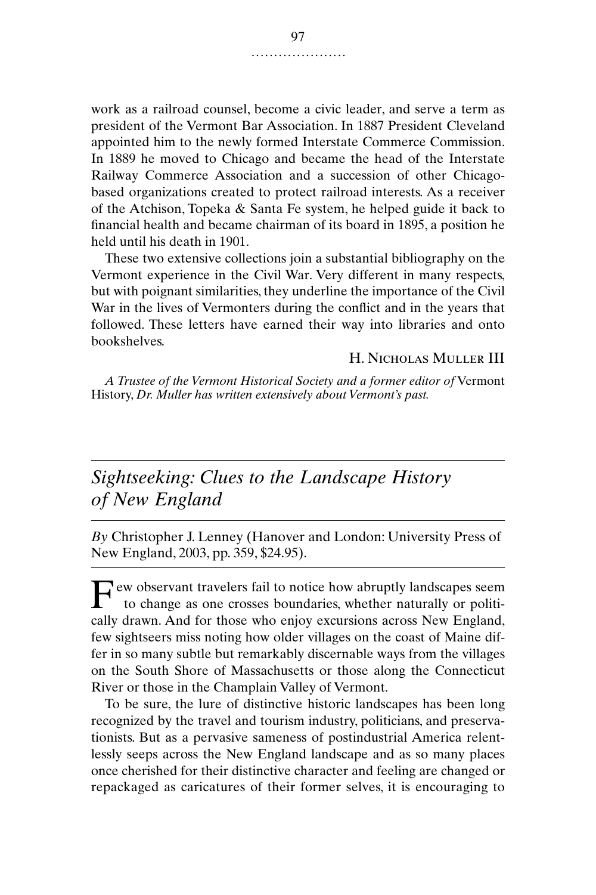work as a railroad counsel, become a civic leader, and serve a term as president of the Vermont Bar Association. In 1887 President Cleveland appointed him to the newly formed Interstate Commerce Commission. In 1889 he moved to Chicago and became the head of the Interstate Railway Commerce Association and a succession of other Chicago-based organizations created to protect railroad interests. As a receiver of the Atchison, Topeka & Santa Fe system, he helped guide it back to financial health and became chairman of its board in 1895, a position he held until his death in 1901.

These two extensive collections join a substantial bibliography on the Vermont experience in the Civil War. Very different in many respects, but with poignant similarities, they underline the importance of the Civil War in the lives of Vermonters during the conflict and in the years that followed. These letters have earned their way into libraries and onto bookshelves.

H. Nicholas Muller III

*A Trustee of the Vermont Historical Society and a former editor of* Vermont History, *Dr. Muller has written extensively about Vermont's past.*

## *Sightseeking: Clues to the Landscape History of New England*

*By* Christopher J. Lenney (Hanover and London: University Press of New England, 2003, pp. 359, $24.95).

Few observant travelers fail to notice how abruptly landscapes seem to change as one crosses boundaries, whether naturally or politically drawn. And for those who enjoy excursions across New England, few sightseers miss noting how older villages on the coast of Maine differ in so many subtle but remarkably discernable ways from the villages on the South Shore of Massachusetts or those along the Connecticut River or those in the Champlain Valley of Vermont.

To be sure, the lure of distinctive historic landscapes has been long recognized by the travel and tourism industry, politicians, and preservationists. But as a pervasive sameness of postindustrial America relentlessly seeps across the New England landscape and as so many places once cherished for their distinctive character and feeling are changed or repackaged as caricatures of their former selves, it is encouraging to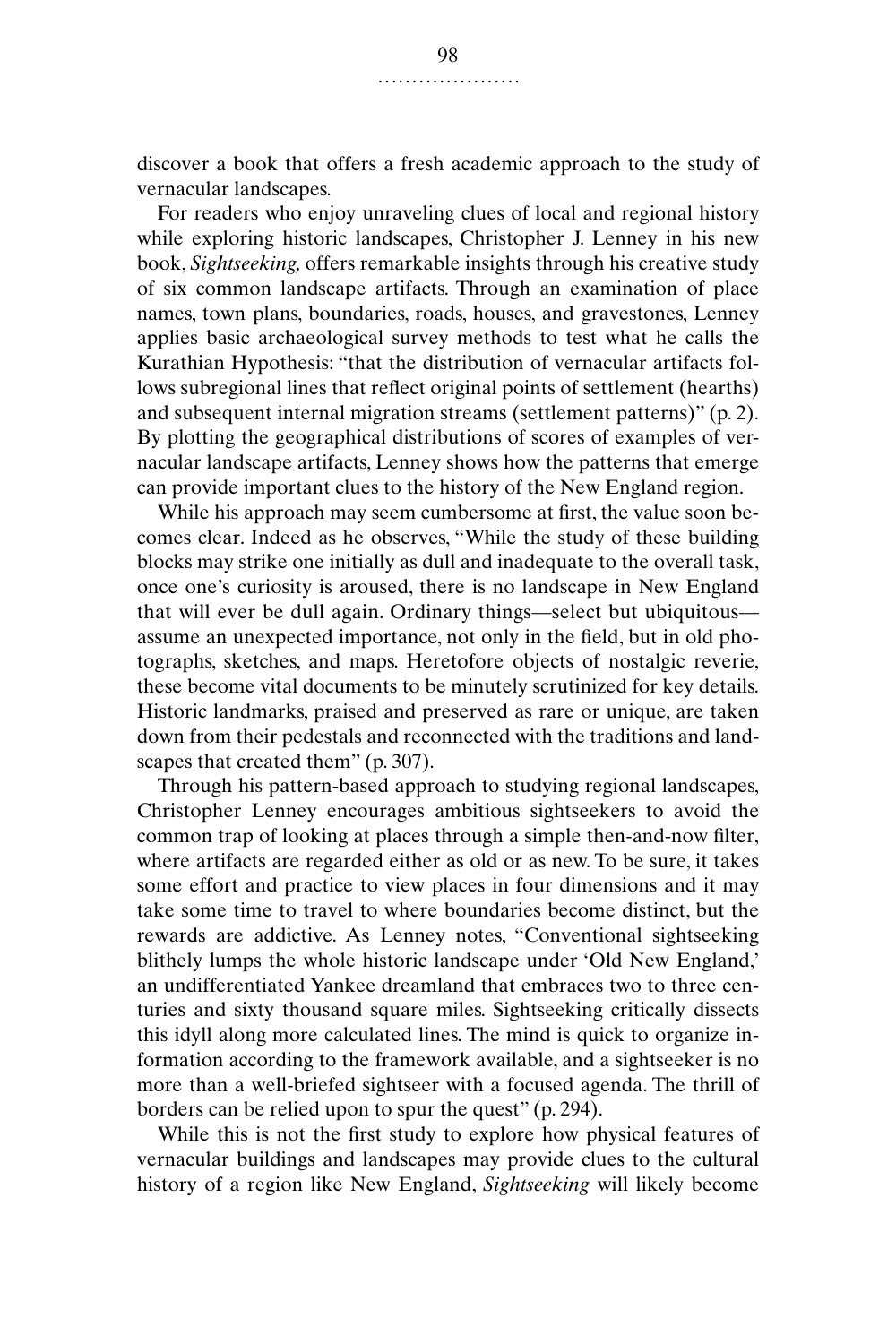discover a book that offers a fresh academic approach to the study of vernacular landscapes.

For readers who enjoy unraveling clues of local and regional history while exploring historic landscapes, Christopher J. Lenney in his new book, *Sightseeking,* offers remarkable insights through his creative study of six common landscape artifacts. Through an examination of place names, town plans, boundaries, roads, houses, and gravestones, Lenney applies basic archaeological survey methods to test what he calls the Kurathian Hypothesis: "that the distribution of vernacular artifacts follows subregional lines that reflect original points of settlement (hearths) and subsequent internal migration streams (settlement patterns)" (p. 2). By plotting the geographical distributions of scores of examples of vernacular landscape artifacts, Lenney shows how the patterns that emerge can provide important clues to the history of the New England region.

While his approach may seem cumbersome at first, the value soon becomes clear. Indeed as he observes, "While the study of these building blocks may strike one initially as dull and inadequate to the overall task, once one's curiosity is aroused, there is no landscape in New England that will ever be dull again. Ordinary things—select but ubiquitous—assume an unexpected importance, not only in the field, but in old photographs, sketches, and maps. Heretofore objects of nostalgic reverie, these become vital documents to be minutely scrutinized for key details. Historic landmarks, praised and preserved as rare or unique, are taken down from their pedestals and reconnected with the traditions and landscapes that created them" (p. 307).

Through his pattern-based approach to studying regional landscapes, Christopher Lenney encourages ambitious sightseekers to avoid the common trap of looking at places through a simple then-and-now filter, where artifacts are regarded either as old or as new. To be sure, it takes some effort and practice to view places in four dimensions and it may take some time to travel to where boundaries become distinct, but the rewards are addictive. As Lenney notes, "Conventional sightseeking blithely lumps the whole historic landscape under 'Old New England,' an undifferentiated Yankee dreamland that embraces two to three centuries and sixty thousand square miles. Sightseeking critically dissects this idyll along more calculated lines. The mind is quick to organize information according to the framework available, and a sightseeker is no more than a well-briefed sightseer with a focused agenda. The thrill of borders can be relied upon to spur the quest" (p. 294).

While this is not the first study to explore how physical features of vernacular buildings and landscapes may provide clues to the cultural history of a region like New England, *Sightseeking* will likely become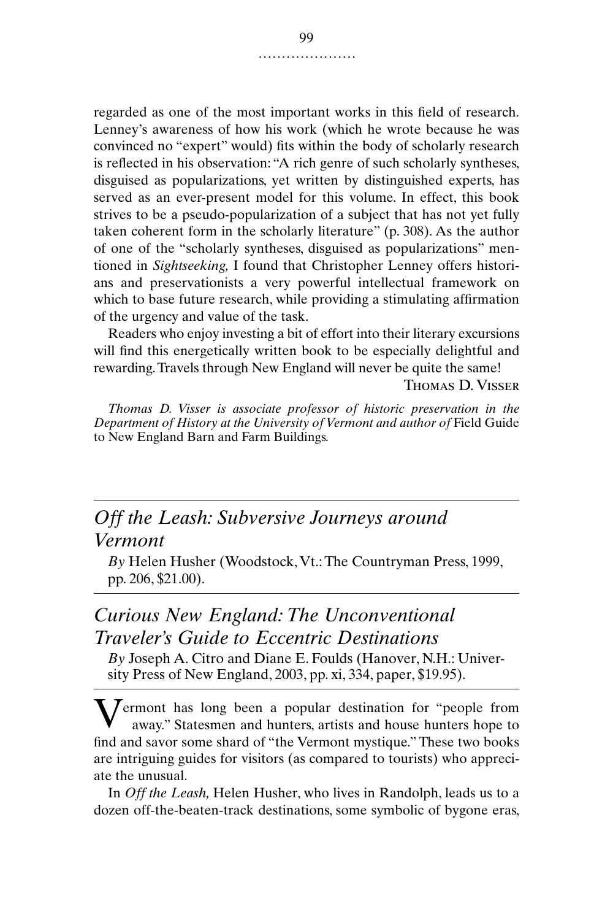regarded as one of the most important works in this field of research. Lenney's awareness of how his work (which he wrote because he was convinced no "expert" would) fits within the body of scholarly research is reflected in his observation: "A rich genre of such scholarly syntheses, disguised as popularizations, yet written by distinguished experts, has served as an ever-present model for this volume. In effect, this book strives to be a pseudo-popularization of a subject that has not yet fully taken coherent form in the scholarly literature" (p. 308). As the author of one of the "scholarly syntheses, disguised as popularizations" mentioned in *Sightseeking,* I found that Christopher Lenney offers historians and preservationists a very powerful intellectual framework on which to base future research, while providing a stimulating affirmation of the urgency and value of the task.

Readers who enjoy investing a bit of effort into their literary excursions will find this energetically written book to be especially delightful and rewarding. Travels through New England will never be quite the same!

Thomas D. Visser

*Thomas D. Visser is associate professor of historic preservation in the Department of History at the University of Vermont and author of* Field Guide to New England Barn and Farm Buildings.

---

## *Off the Leash: Subversive Journeys around Vermont*

*By* Helen Husher (Woodstock, Vt.: The Countryman Press, 1999, pp. 206, $21.00).

## *Curious New England: The Unconventional Traveler's Guide to Eccentric Destinations*

*By* Joseph A. Citro and Diane E. Foulds (Hanover, N.H.: University Press of New England, 2003, pp. xi, 334, paper, $19.95).

---

Vermont has long been a popular destination for "people from away." Statesmen and hunters, artists and house hunters hope to find and savor some shard of "the Vermont mystique." These two books are intriguing guides for visitors (as compared to tourists) who appreciate the unusual.

In *Off the Leash,* Helen Husher, who lives in Randolph, leads us to a dozen off-the-beaten-track destinations, some symbolic of bygone eras,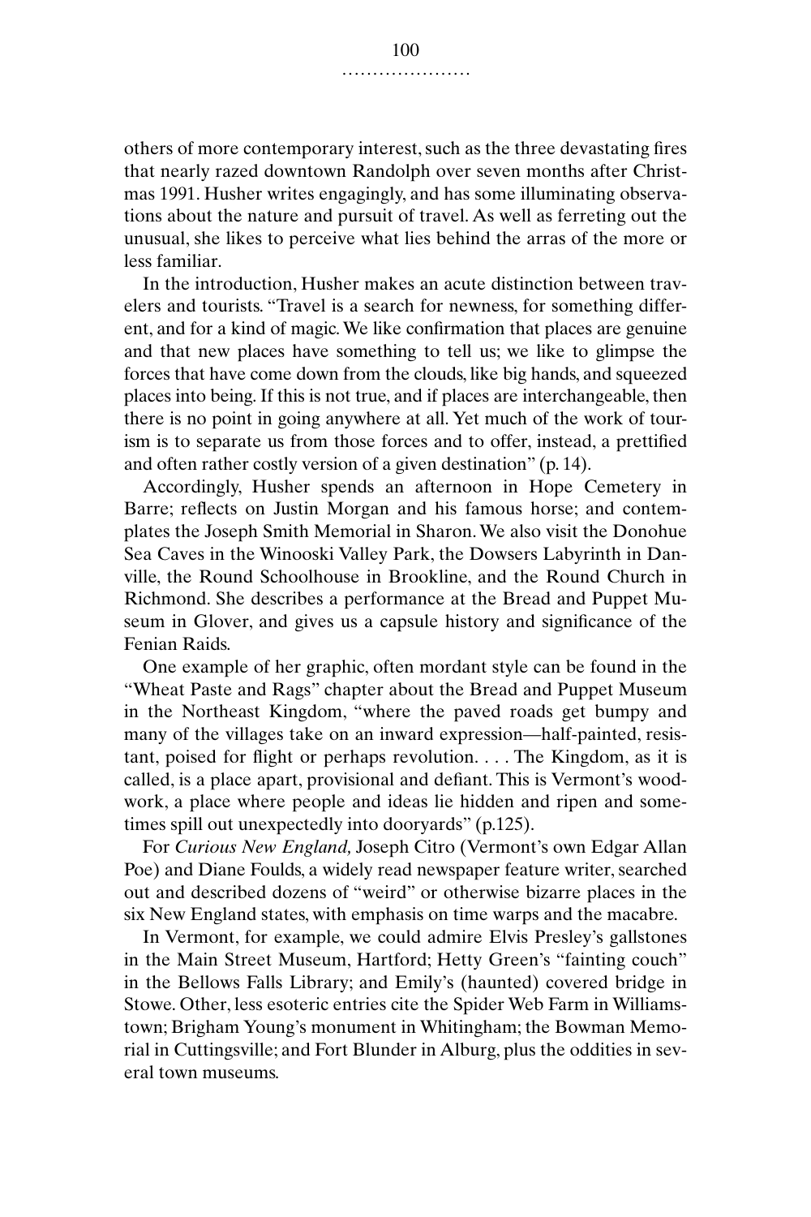others of more contemporary interest, such as the three devastating fires that nearly razed downtown Randolph over seven months after Christmas 1991. Husher writes engagingly, and has some illuminating observations about the nature and pursuit of travel. As well as ferreting out the unusual, she likes to perceive what lies behind the arras of the more or less familiar.

In the introduction, Husher makes an acute distinction between travelers and tourists. "Travel is a search for newness, for something different, and for a kind of magic. We like confirmation that places are genuine and that new places have something to tell us; we like to glimpse the forces that have come down from the clouds, like big hands, and squeezed places into being. If this is not true, and if places are interchangeable, then there is no point in going anywhere at all. Yet much of the work of tourism is to separate us from those forces and to offer, instead, a prettified and often rather costly version of a given destination" (p. 14).

Accordingly, Husher spends an afternoon in Hope Cemetery in Barre; reflects on Justin Morgan and his famous horse; and contemplates the Joseph Smith Memorial in Sharon. We also visit the Donohue Sea Caves in the Winooski Valley Park, the Dowsers Labyrinth in Danville, the Round Schoolhouse in Brookline, and the Round Church in Richmond. She describes a performance at the Bread and Puppet Museum in Glover, and gives us a capsule history and significance of the Fenian Raids.

One example of her graphic, often mordant style can be found in the "Wheat Paste and Rags" chapter about the Bread and Puppet Museum in the Northeast Kingdom, "where the paved roads get bumpy and many of the villages take on an inward expression—half-painted, resistant, poised for flight or perhaps revolution. . . . The Kingdom, as it is called, is a place apart, provisional and defiant. This is Vermont's woodwork, a place where people and ideas lie hidden and ripen and sometimes spill out unexpectedly into dooryards" (p.125).

For *Curious New England,* Joseph Citro (Vermont's own Edgar Allan Poe) and Diane Foulds, a widely read newspaper feature writer, searched out and described dozens of "weird" or otherwise bizarre places in the six New England states, with emphasis on time warps and the macabre.

In Vermont, for example, we could admire Elvis Presley's gallstones in the Main Street Museum, Hartford; Hetty Green's "fainting couch" in the Bellows Falls Library; and Emily's (haunted) covered bridge in Stowe. Other, less esoteric entries cite the Spider Web Farm in Williamstown; Brigham Young's monument in Whitingham; the Bowman Memorial in Cuttingsville; and Fort Blunder in Alburg, plus the oddities in several town museums.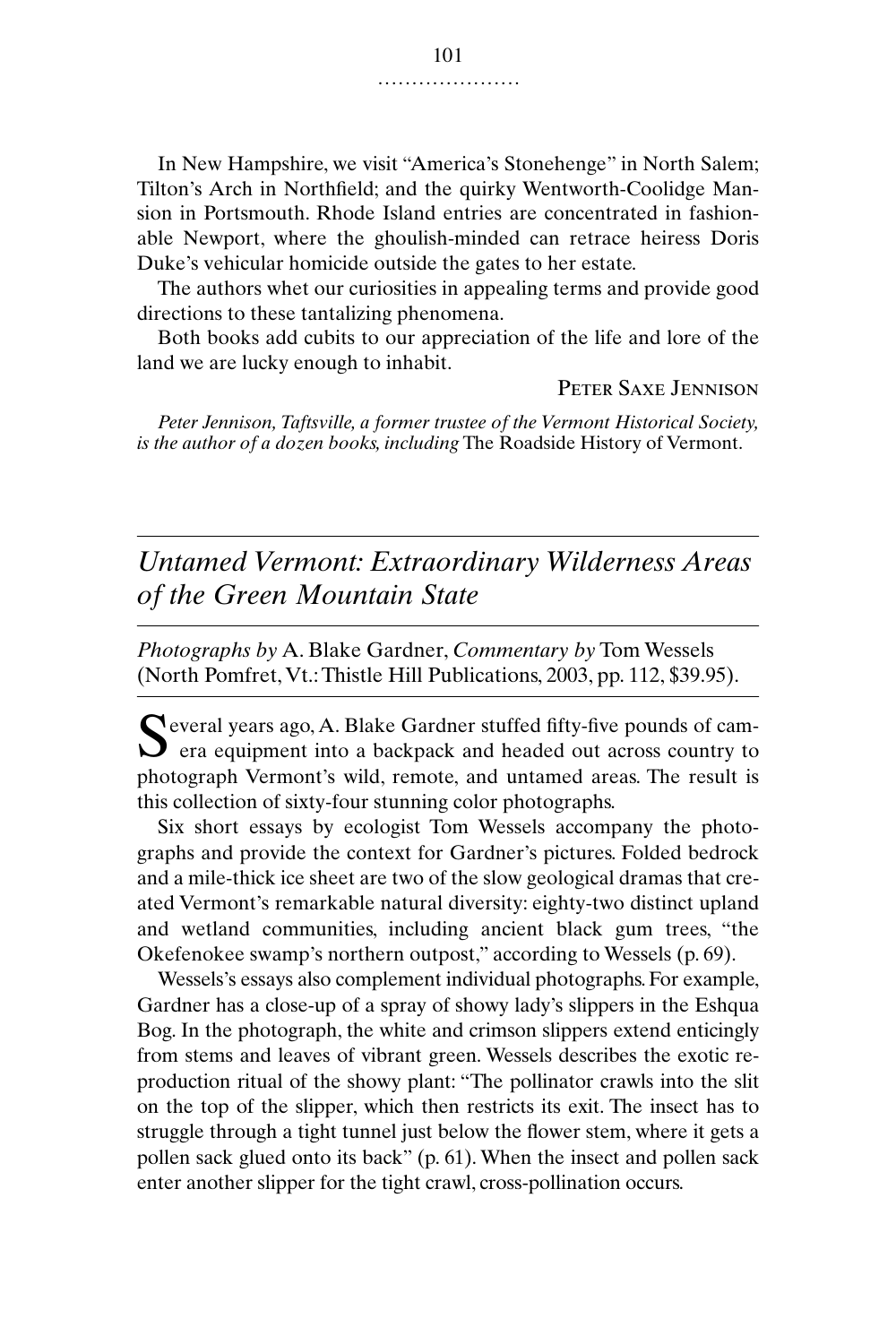In New Hampshire, we visit "America's Stonehenge" in North Salem; Tilton's Arch in Northfield; and the quirky Wentworth-Coolidge Mansion in Portsmouth. Rhode Island entries are concentrated in fashionable Newport, where the ghoulish-minded can retrace heiress Doris Duke's vehicular homicide outside the gates to her estate.

The authors whet our curiosities in appealing terms and provide good directions to these tantalizing phenomena.

Both books add cubits to our appreciation of the life and lore of the land we are lucky enough to inhabit.

PETER SAXE JENNISON

*Peter Jennison, Taftsville, a former trustee of the Vermont Historical Society, is the author of a dozen books, including* The Roadside History of Vermont.

## *Untamed Vermont: Extraordinary Wilderness Areas of the Green Mountain State*

*Photographs by* A. Blake Gardner, *Commentary by* Tom Wessels (North Pomfret, Vt.: Thistle Hill Publications, 2003, pp. 112, $39.95).

Several years ago, A. Blake Gardner stuffed fifty-five pounds of camera equipment into a backpack and headed out across country to photograph Vermont's wild, remote, and untamed areas. The result is this collection of sixty-four stunning color photographs.

Six short essays by ecologist Tom Wessels accompany the photographs and provide the context for Gardner's pictures. Folded bedrock and a mile-thick ice sheet are two of the slow geological dramas that created Vermont's remarkable natural diversity: eighty-two distinct upland and wetland communities, including ancient black gum trees, "the Okefenokee swamp's northern outpost," according to Wessels (p. 69).

Wessels's essays also complement individual photographs. For example, Gardner has a close-up of a spray of showy lady's slippers in the Eshqua Bog. In the photograph, the white and crimson slippers extend enticingly from stems and leaves of vibrant green. Wessels describes the exotic reproduction ritual of the showy plant: "The pollinator crawls into the slit on the top of the slipper, which then restricts its exit. The insect has to struggle through a tight tunnel just below the flower stem, where it gets a pollen sack glued onto its back" (p. 61). When the insect and pollen sack enter another slipper for the tight crawl, cross-pollination occurs.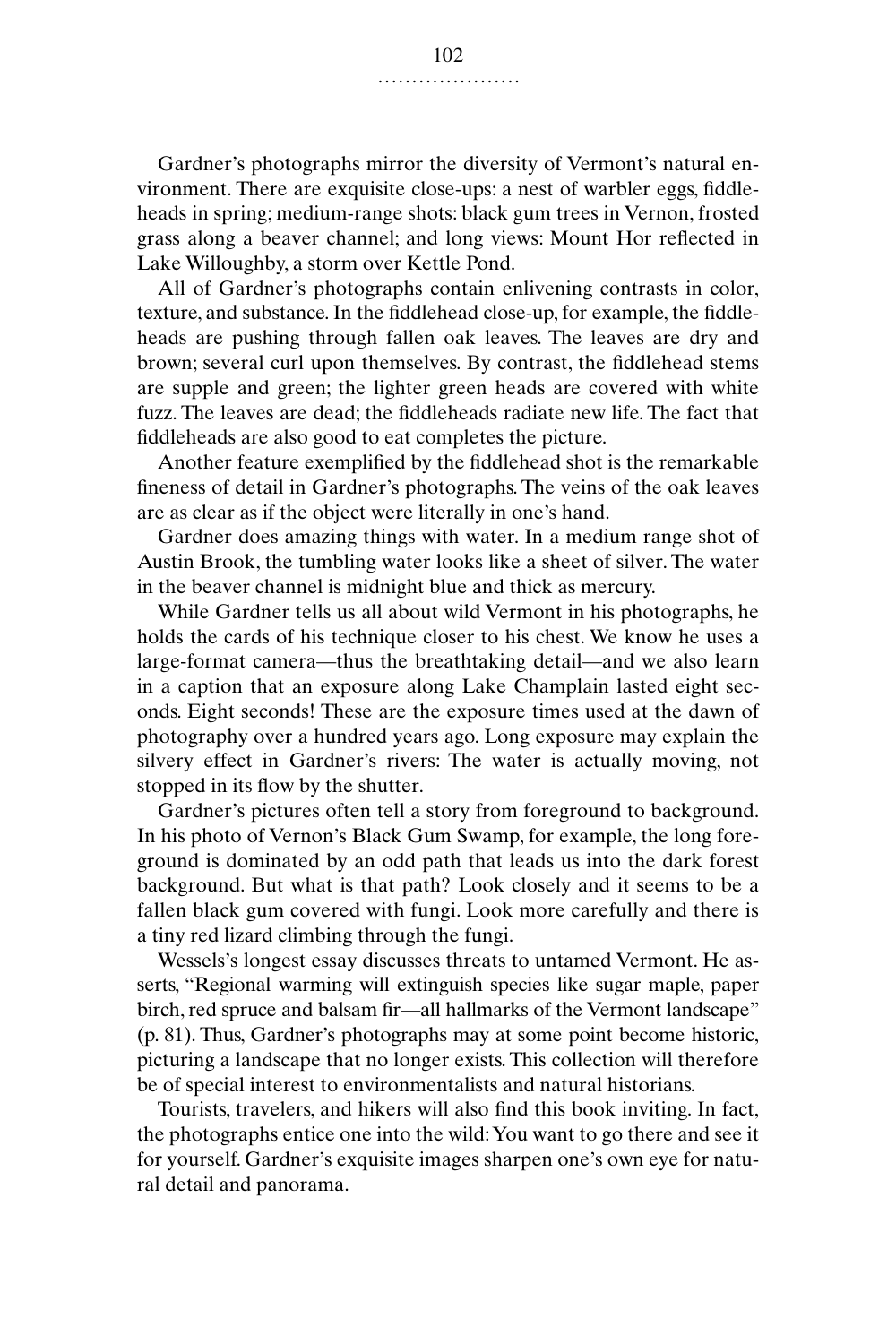Gardner's photographs mirror the diversity of Vermont's natural environment. There are exquisite close-ups: a nest of warbler eggs, fiddleheads in spring; medium-range shots: black gum trees in Vernon, frosted grass along a beaver channel; and long views: Mount Hor reflected in Lake Willoughby, a storm over Kettle Pond.

All of Gardner's photographs contain enlivening contrasts in color, texture, and substance. In the fiddlehead close-up, for example, the fiddleheads are pushing through fallen oak leaves. The leaves are dry and brown; several curl upon themselves. By contrast, the fiddlehead stems are supple and green; the lighter green heads are covered with white fuzz. The leaves are dead; the fiddleheads radiate new life. The fact that fiddleheads are also good to eat completes the picture.

Another feature exemplified by the fiddlehead shot is the remarkable fineness of detail in Gardner's photographs. The veins of the oak leaves are as clear as if the object were literally in one's hand.

Gardner does amazing things with water. In a medium range shot of Austin Brook, the tumbling water looks like a sheet of silver. The water in the beaver channel is midnight blue and thick as mercury.

While Gardner tells us all about wild Vermont in his photographs, he holds the cards of his technique closer to his chest. We know he uses a large-format camera—thus the breathtaking detail—and we also learn in a caption that an exposure along Lake Champlain lasted eight seconds. Eight seconds! These are the exposure times used at the dawn of photography over a hundred years ago. Long exposure may explain the silvery effect in Gardner's rivers: The water is actually moving, not stopped in its flow by the shutter.

Gardner's pictures often tell a story from foreground to background. In his photo of Vernon's Black Gum Swamp, for example, the long foreground is dominated by an odd path that leads us into the dark forest background. But what is that path? Look closely and it seems to be a fallen black gum covered with fungi. Look more carefully and there is a tiny red lizard climbing through the fungi.

Wessels's longest essay discusses threats to untamed Vermont. He asserts, "Regional warming will extinguish species like sugar maple, paper birch, red spruce and balsam fir—all hallmarks of the Vermont landscape" (p. 81). Thus, Gardner's photographs may at some point become historic, picturing a landscape that no longer exists. This collection will therefore be of special interest to environmentalists and natural historians.

Tourists, travelers, and hikers will also find this book inviting. In fact, the photographs entice one into the wild: You want to go there and see it for yourself. Gardner's exquisite images sharpen one's own eye for natural detail and panorama.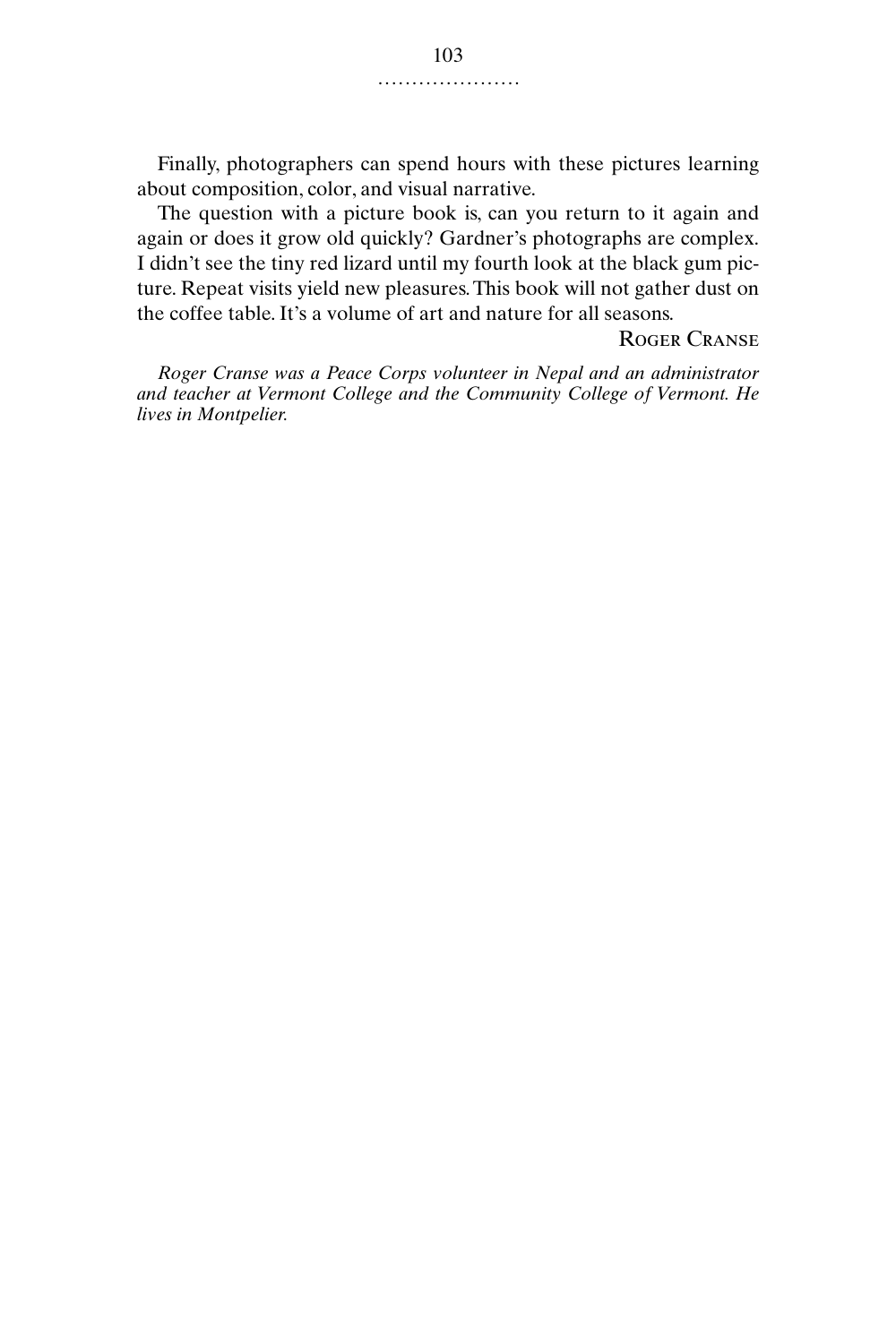Finally, photographers can spend hours with these pictures learning about composition, color, and visual narrative.

The question with a picture book is, can you return to it again and again or does it grow old quickly? Gardner's photographs are complex. I didn't see the tiny red lizard until my fourth look at the black gum picture. Repeat visits yield new pleasures. This book will not gather dust on the coffee table. It's a volume of art and nature for all seasons.

ROGER CRANSE

*Roger Cranse was a Peace Corps volunteer in Nepal and an administrator and teacher at Vermont College and the Community College of Vermont. He lives in Montpelier.*